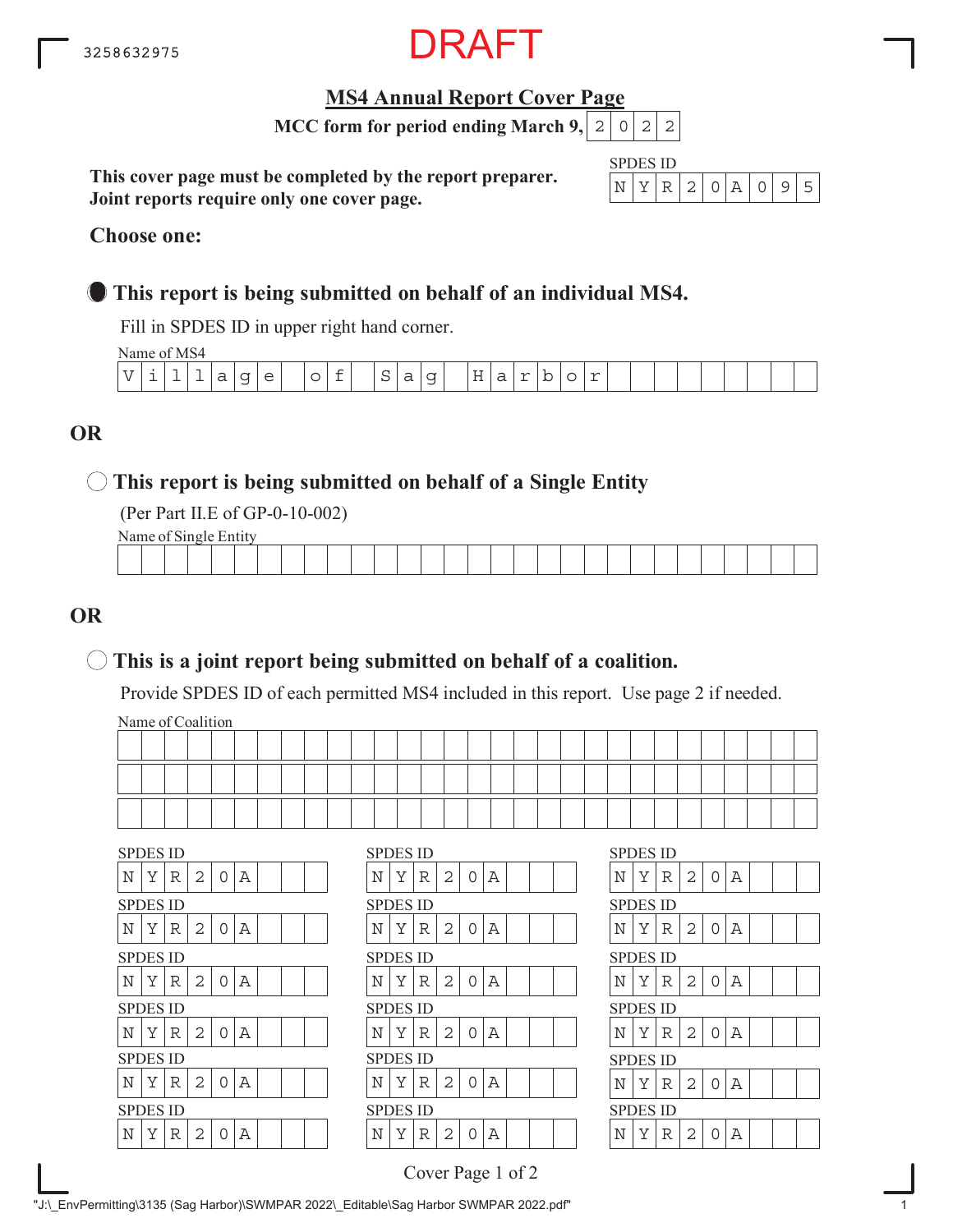3258632975

DRAFT

# MS4 Annual Report Cover Page

**MCC form for period ending March 9, 2022**

**This cover page must be completed by the report preparer.**
**Joint reports require only one cover page.**

SPDES ID: NYR20A095

**Choose one:**

● **This report is being submitted on behalf of an individual MS4.**

Fill in SPDES ID in upper right hand corner.

Name of MS4: Village of Sag Harbor

**OR**

○ **This report is being submitted on behalf of a Single Entity**

(Per Part II.E of GP-0-10-002)

Name of Single Entity:

**OR**

○ **This is a joint report being submitted on behalf of a coalition.**

Provide SPDES ID of each permitted MS4 included in this report. Use page 2 if needed.

Name of Coalition:

| SPDES ID | SPDES ID | SPDES ID |
|---|---|---|
| NYR20A | NYR20A | NYR20A |
| NYR20A | NYR20A | NYR20A |
| NYR20A | NYR20A | NYR20A |
| NYR20A | NYR20A | NYR20A |
| NYR20A | NYR20A | NYR20A |
| NYR20A | NYR20A | NYR20A |

"J:\_EnvPermitting\3135 (Sag Harbor)\SWMPAR 2022\_Editable\Sag Harbor SWMPAR 2022.pdf"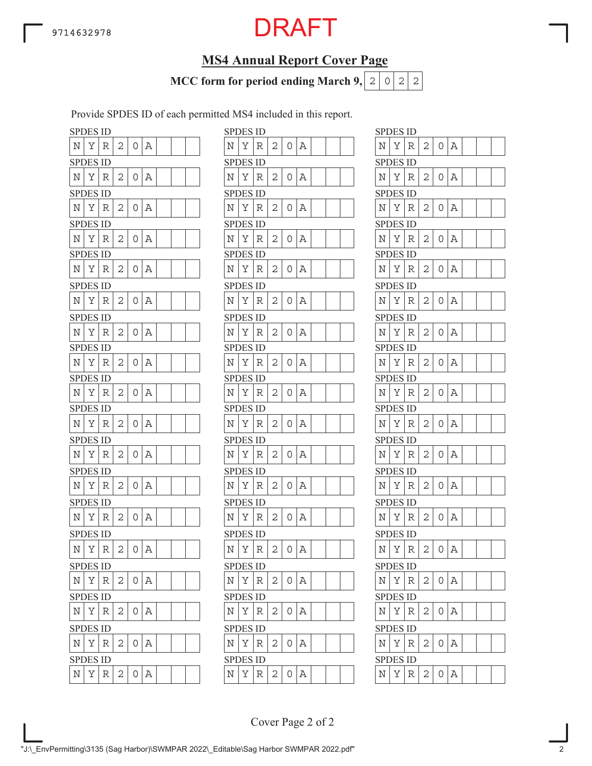9714632978

DRAFT

## MS4 Annual Report Cover Page

**MCC form for period ending March 9, 2022**

Provide SPDES ID of each permitted MS4 included in this report.

| SPDES ID | SPDES ID | SPDES ID |
|---|---|---|
| NYR20A | NYR20A | NYR20A |
| NYR20A | NYR20A | NYR20A |
| NYR20A | NYR20A | NYR20A |
| NYR20A | NYR20A | NYR20A |
| NYR20A | NYR20A | NYR20A |
| NYR20A | NYR20A | NYR20A |
| NYR20A | NYR20A | NYR20A |
| NYR20A | NYR20A | NYR20A |
| NYR20A | NYR20A | NYR20A |
| NYR20A | NYR20A | NYR20A |
| NYR20A | NYR20A | NYR20A |
| NYR20A | NYR20A | NYR20A |
| NYR20A | NYR20A | NYR20A |
| NYR20A | NYR20A | NYR20A |
| NYR20A | NYR20A | NYR20A |
| NYR20A | NYR20A | NYR20A |
| NYR20A | NYR20A | NYR20A |
| NYR20A | NYR20A | NYR20A |

Cover Page 2 of 2

"J:\_EnvPermitting\3135 (Sag Harbor)\SWMPAR 2022\_Editable\Sag Harbor SWMPAR 2022.pdf"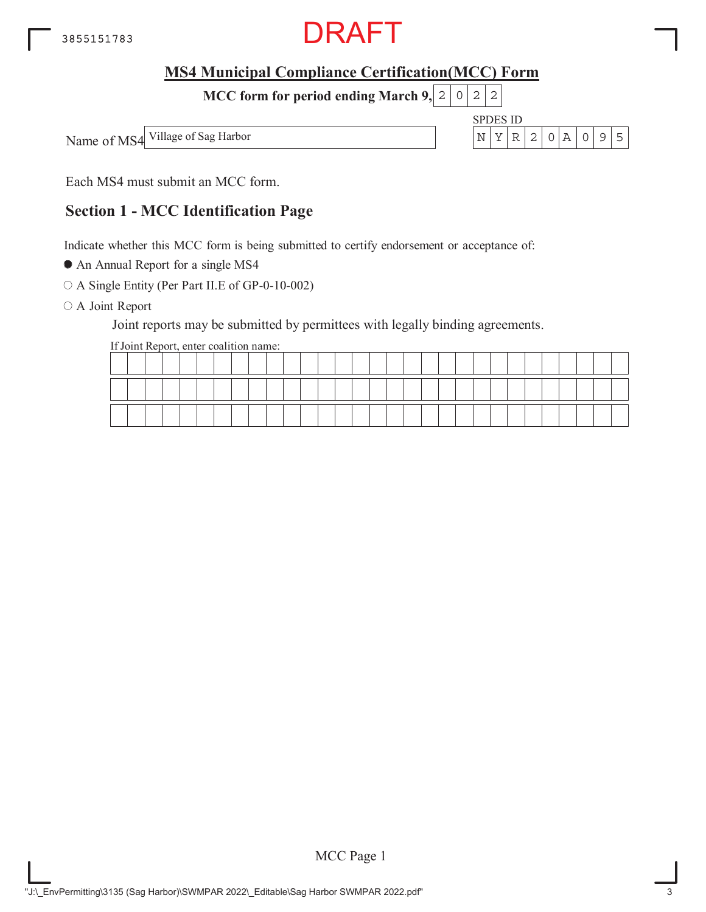DRAFT

## MS4 Municipal Compliance Certification(MCC) Form

**MCC form for period ending March 9, 2022**

Name of MS4: Village of Sag Harbor

SPDES ID: NYR20A095

Each MS4 must submit an MCC form.

### Section 1 - MCC Identification Page

Indicate whether this MCC form is being submitted to certify endorsement or acceptance of:

- ● An Annual Report for a single MS4
- ○ A Single Entity (Per Part II.E of GP-0-10-002)
- ○ A Joint Report

  Joint reports may be submitted by permittees with legally binding agreements.

  If Joint Report, enter coalition name: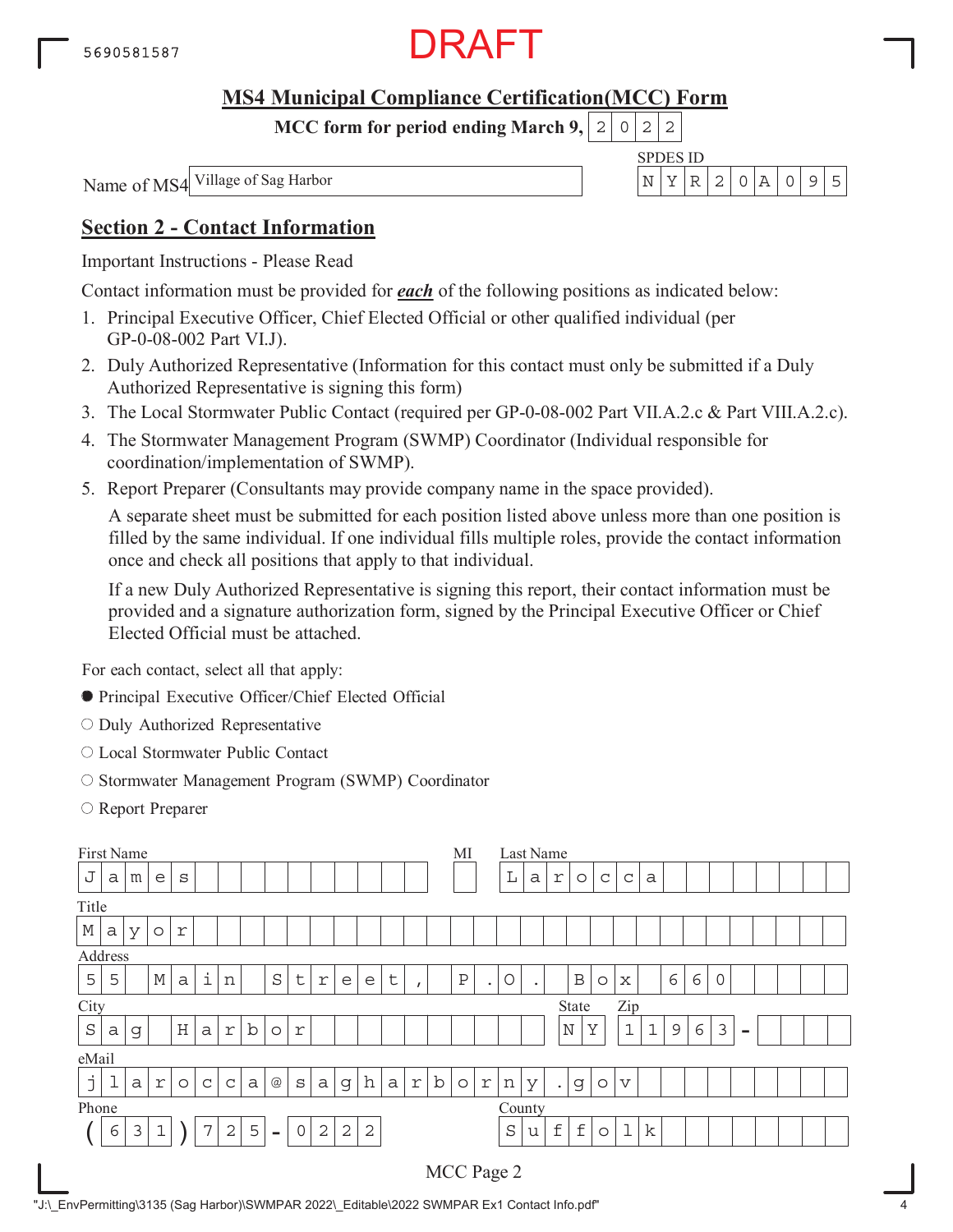5690581587

DRAFT

## MS4 Municipal Compliance Certification(MCC) Form

**MCC form for period ending March 9, 2022**

Name of MS4: Village of Sag Harbor

SPDES ID: NYR20A095

## Section 2 - Contact Information

Important Instructions - Please Read

Contact information must be provided for ***each*** of the following positions as indicated below:

1. Principal Executive Officer, Chief Elected Official or other qualified individual (per GP-0-08-002 Part VI.J).
2. Duly Authorized Representative (Information for this contact must only be submitted if a Duly Authorized Representative is signing this form)
3. The Local Stormwater Public Contact (required per GP-0-08-002 Part VII.A.2.c & Part VIII.A.2.c).
4. The Stormwater Management Program (SWMP) Coordinator (Individual responsible for coordination/implementation of SWMP).
5. Report Preparer (Consultants may provide company name in the space provided).

   A separate sheet must be submitted for each position listed above unless more than one position is filled by the same individual. If one individual fills multiple roles, provide the contact information once and check all positions that apply to that individual.

   If a new Duly Authorized Representative is signing this report, their contact information must be provided and a signature authorization form, signed by the Principal Executive Officer or Chief Elected Official must be attached.

For each contact, select all that apply:

- ● Principal Executive Officer/Chief Elected Official
- ○ Duly Authorized Representative
- ○ Local Stormwater Public Contact
- ○ Stormwater Management Program (SWMP) Coordinator
- ○ Report Preparer

First Name: James
MI:
Last Name: Larocca

Title: Mayor

Address: 55 Main Street, P.O. Box 660

City: Sag Harbor
State: NY
Zip: 11963-

eMail: jlarocca@sagharborny.gov

Phone: (631) 725-0222
County: Suffolk

MCC Page 2

"J:\_EnvPermitting\3135 (Sag Harbor)\SWMPAR 2022\_Editable\2022 SWMPAR Ex1 Contact Info.pdf"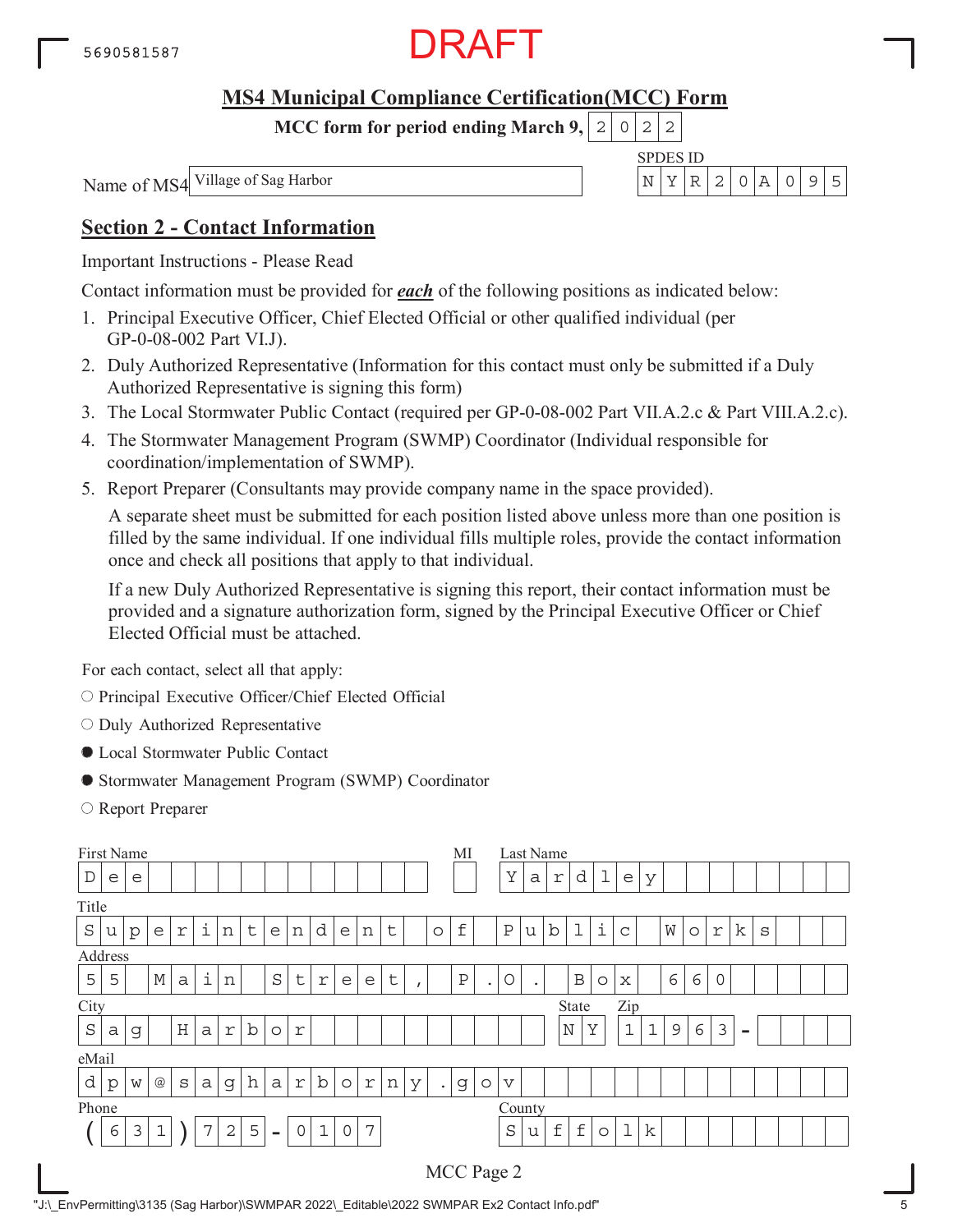5690581587

DRAFT

## MS4 Municipal Compliance Certification(MCC) Form

**MCC form for period ending March 9, 2022**

Name of MS4: Village of Sag Harbor

SPDES ID: NYR20A095

## Section 2 - Contact Information

Important Instructions - Please Read

Contact information must be provided for ***each*** of the following positions as indicated below:

1. Principal Executive Officer, Chief Elected Official or other qualified individual (per GP-0-08-002 Part VI.J).
2. Duly Authorized Representative (Information for this contact must only be submitted if a Duly Authorized Representative is signing this form)
3. The Local Stormwater Public Contact (required per GP-0-08-002 Part VII.A.2.c & Part VIII.A.2.c).
4. The Stormwater Management Program (SWMP) Coordinator (Individual responsible for coordination/implementation of SWMP).
5. Report Preparer (Consultants may provide company name in the space provided).

   A separate sheet must be submitted for each position listed above unless more than one position is filled by the same individual. If one individual fills multiple roles, provide the contact information once and check all positions that apply to that individual.

   If a new Duly Authorized Representative is signing this report, their contact information must be provided and a signature authorization form, signed by the Principal Executive Officer or Chief Elected Official must be attached.

For each contact, select all that apply:

- ○ Principal Executive Officer/Chief Elected Official
- ○ Duly Authorized Representative
- ● Local Stormwater Public Contact
- ● Stormwater Management Program (SWMP) Coordinator
- ○ Report Preparer

| Field | Value |
|---|---|
| First Name | Dee |
| MI | |
| Last Name | Yardley |
| Title | Superintendent of Public Works |
| Address | 55 Main Street, P.O. Box 660 |
| City | Sag Harbor |
| State | NY |
| Zip | 11963- |
| eMail | dpw@sagharborny.gov |
| Phone | (631) 725-0107 |
| County | Suffolk |

MCC Page 2

"J:\_EnvPermitting\3135 (Sag Harbor)\SWMPAR 2022\_Editable\2022 SWMPAR Ex2 Contact Info.pdf"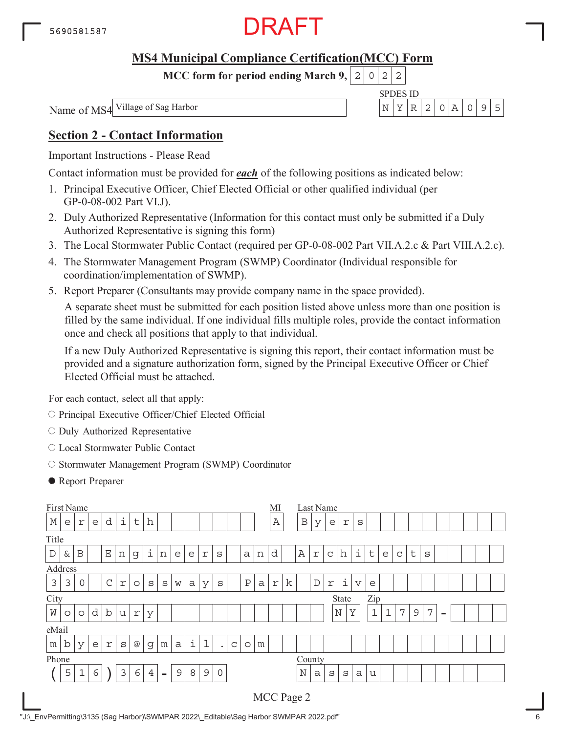5690581587

DRAFT

## MS4 Municipal Compliance Certification(MCC) Form

**MCC form for period ending March 9, 2022**

Name of MS4: Village of Sag Harbor

SPDES ID: NYR20A095

## Section 2 - Contact Information

Important Instructions - Please Read

Contact information must be provided for ***each*** of the following positions as indicated below:

1. Principal Executive Officer, Chief Elected Official or other qualified individual (per GP-0-08-002 Part VI.J).
2. Duly Authorized Representative (Information for this contact must only be submitted if a Duly Authorized Representative is signing this form)
3. The Local Stormwater Public Contact (required per GP-0-08-002 Part VII.A.2.c & Part VIII.A.2.c).
4. The Stormwater Management Program (SWMP) Coordinator (Individual responsible for coordination/implementation of SWMP).
5. Report Preparer (Consultants may provide company name in the space provided).

   A separate sheet must be submitted for each position listed above unless more than one position is filled by the same individual. If one individual fills multiple roles, provide the contact information once and check all positions that apply to that individual.

   If a new Duly Authorized Representative is signing this report, their contact information must be provided and a signature authorization form, signed by the Principal Executive Officer or Chief Elected Official must be attached.

For each contact, select all that apply:

- ○ Principal Executive Officer/Chief Elected Official
- ○ Duly Authorized Representative
- ○ Local Stormwater Public Contact
- ○ Stormwater Management Program (SWMP) Coordinator
- ● Report Preparer

| Field | Value |
|---|---|
| First Name | Meredith |
| MI | A |
| Last Name | Byers |
| Title | D & B Engineers and Architects |
| Address | 330 Crossways Park Drive |
| City | Woodbury |
| State | NY |
| Zip | 11797 - |
| eMail | mbyers@gmail.com |
| Phone | (516) 364-9890 |
| County | Nassau |

MCC Page 2

"J:\_EnvPermitting\3135 (Sag Harbor)\SWMPAR 2022\_Editable\Sag Harbor SWMPAR 2022.pdf"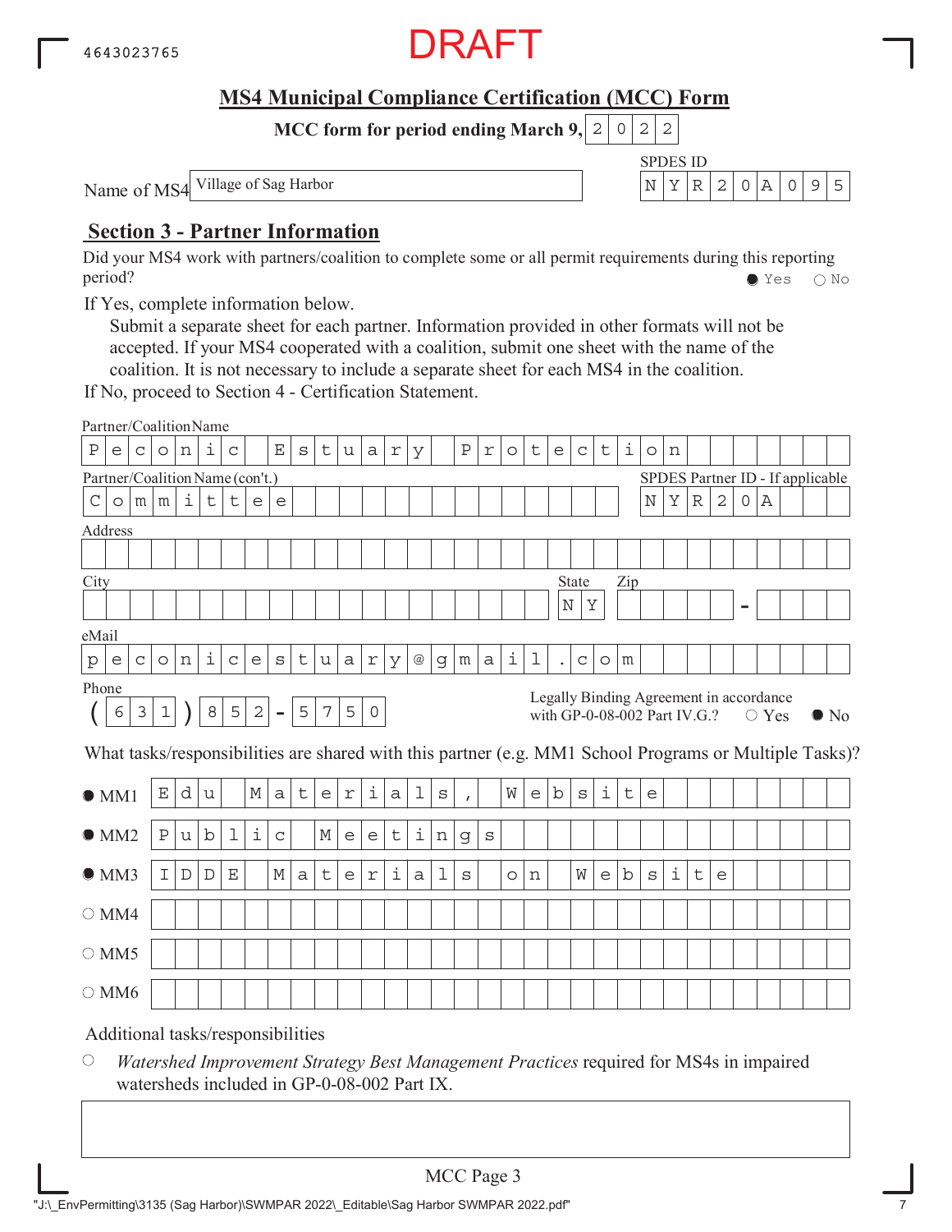4643023765

DRAFT

## MS4 Municipal Compliance Certification (MCC) Form

**MCC form for period ending March 9, 2022**

Name of MS4: Village of Sag Harbor

SPDES ID: NYR20A095

## Section 3 - Partner Information

Did your MS4 work with partners/coalition to complete some or all permit requirements during this reporting period? ● Yes ○ No

If Yes, complete information below.

Submit a separate sheet for each partner. Information provided in other formats will not be accepted. If your MS4 cooperated with a coalition, submit one sheet with the name of the coalition. It is not necessary to include a separate sheet for each MS4 in the coalition.

If No, proceed to Section 4 - Certification Statement.

Partner/Coalition Name: Peconic Estuary Protection

Partner/Coalition Name (con't.): Committee

SPDES Partner ID - If applicable: NYR20A

Address:

City:

State: NY

Zip: -

eMail: peconicestuary@gmail.com

Phone: (631) 852-5750

Legally Binding Agreement in accordance with GP-0-08-002 Part IV.G.? ○ Yes ● No

What tasks/responsibilities are shared with this partner (e.g. MM1 School Programs or Multiple Tasks)?

- ● MM1: Edu Materials, Website
- ● MM2: Public Meetings
- ● MM3: IDDE Materials on Website
- ○ MM4:
- ○ MM5:
- ○ MM6:

Additional tasks/responsibilities

○ *Watershed Improvement Strategy Best Management Practices* required for MS4s in impaired watersheds included in GP-0-08-002 Part IX.

MCC Page 3

"J:\_EnvPermitting\3135 (Sag Harbor)\SWMPAR 2022\_Editable\Sag Harbor SWMPAR 2022.pdf"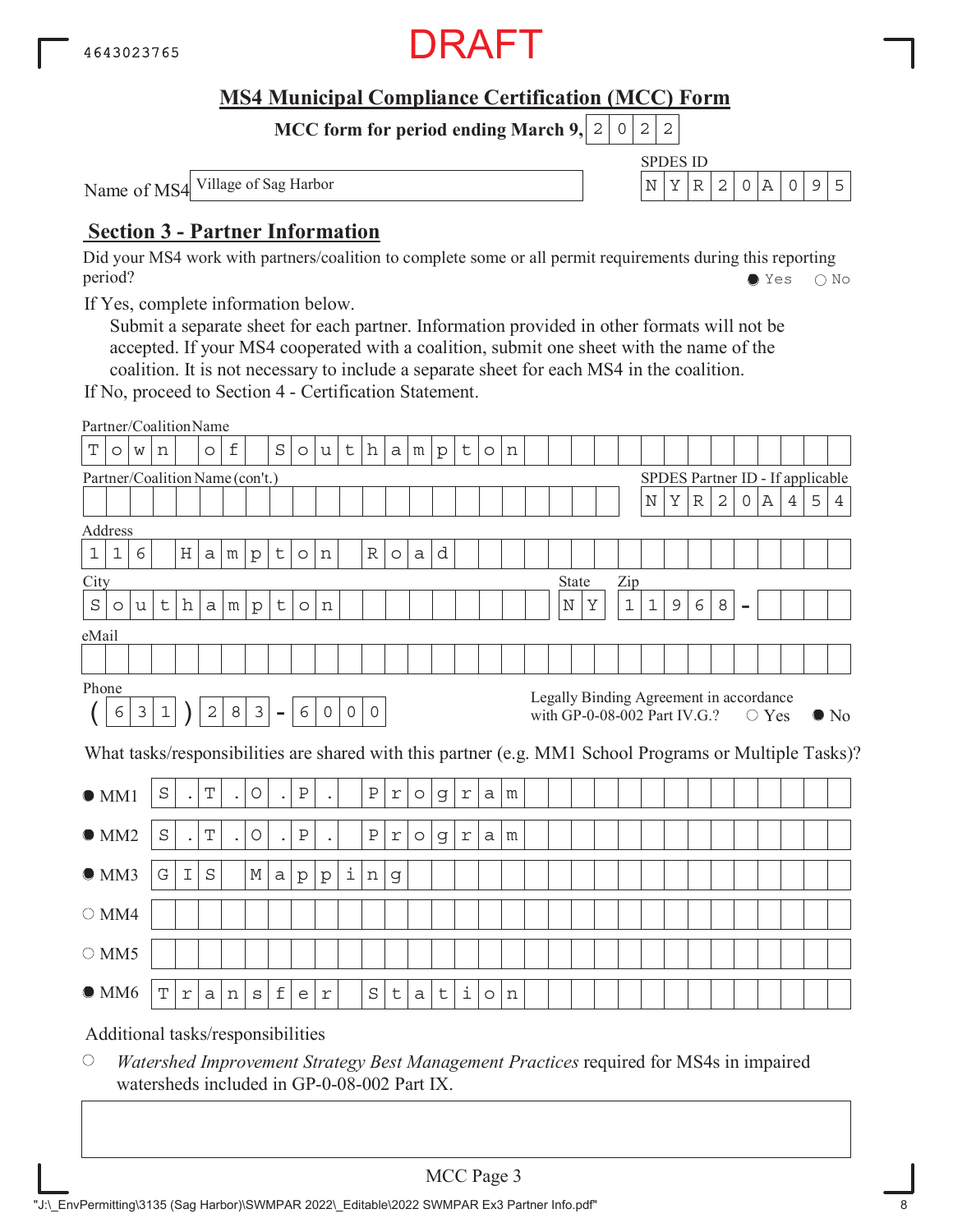4643023765

DRAFT

# MS4 Municipal Compliance Certification (MCC) Form

**MCC form for period ending March 9, 2022**

Name of MS4: Village of Sag Harbor

SPDES ID: NYR20A095

## Section 3 - Partner Information

Did your MS4 work with partners/coalition to complete some or all permit requirements during this reporting period? ● Yes ○ No

If Yes, complete information below.

Submit a separate sheet for each partner. Information provided in other formats will not be accepted. If your MS4 cooperated with a coalition, submit one sheet with the name of the coalition. It is not necessary to include a separate sheet for each MS4 in the coalition.

If No, proceed to Section 4 - Certification Statement.

Partner/Coalition Name: Town of Southampton

Partner/Coalition Name (con't.):

SPDES Partner ID - If applicable: NYR20A454

Address: 116 Hampton Road

City: Southampton

State: NY

Zip: 11968-

eMail:

Phone: (631) 283-6000

Legally Binding Agreement in accordance with GP-0-08-002 Part IV.G.? ○ Yes ● No

What tasks/responsibilities are shared with this partner (e.g. MM1 School Programs or Multiple Tasks)?

- ● MM1: S.T.O.P. Program
- ● MM2: S.T.O.P. Program
- ● MM3: GIS Mapping
- ○ MM4:
- ○ MM5:
- ● MM6: Transfer Station

Additional tasks/responsibilities

○ *Watershed Improvement Strategy Best Management Practices* required for MS4s in impaired watersheds included in GP-0-08-002 Part IX.

MCC Page 3

"J:\_EnvPermitting\3135 (Sag Harbor)\SWMPAR 2022\_Editable\2022 SWMPAR Ex3 Partner Info.pdf"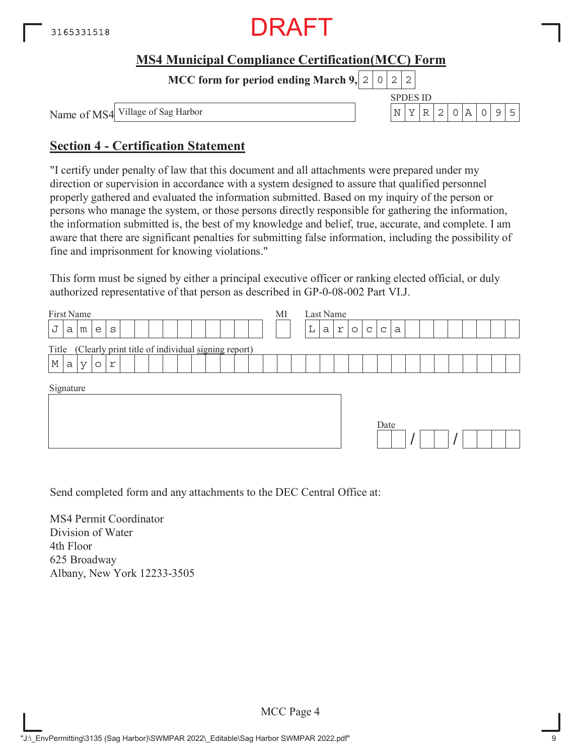DRAFT

## MS4 Municipal Compliance Certification(MCC) Form

**MCC form for period ending March 9,** 2022

Name of MS4: Village of Sag Harbor

SPDES ID: NYR20A095

## Section 4 - Certification Statement

"I certify under penalty of law that this document and all attachments were prepared under my direction or supervision in accordance with a system designed to assure that qualified personnel properly gathered and evaluated the information submitted. Based on my inquiry of the person or persons who manage the system, or those persons directly responsible for gathering the information, the information submitted is, the best of my knowledge and belief, true, accurate, and complete. I am aware that there are significant penalties for submitting false information, including the possibility of fine and imprisonment for knowing violations."

This form must be signed by either a principal executive officer or ranking elected official, or duly authorized representative of that person as described in GP-0-08-002 Part VI.J.

| First Name | MI | Last Name |
|---|---|---|
| James | | Larocca |

Title (Clearly print title of individual signing report)

Mayor

Signature

Date: __ / __ / ____

Send completed form and any attachments to the DEC Central Office at:

MS4 Permit Coordinator
Division of Water
4th Floor
625 Broadway
Albany, New York 12233-3505

MCC Page 4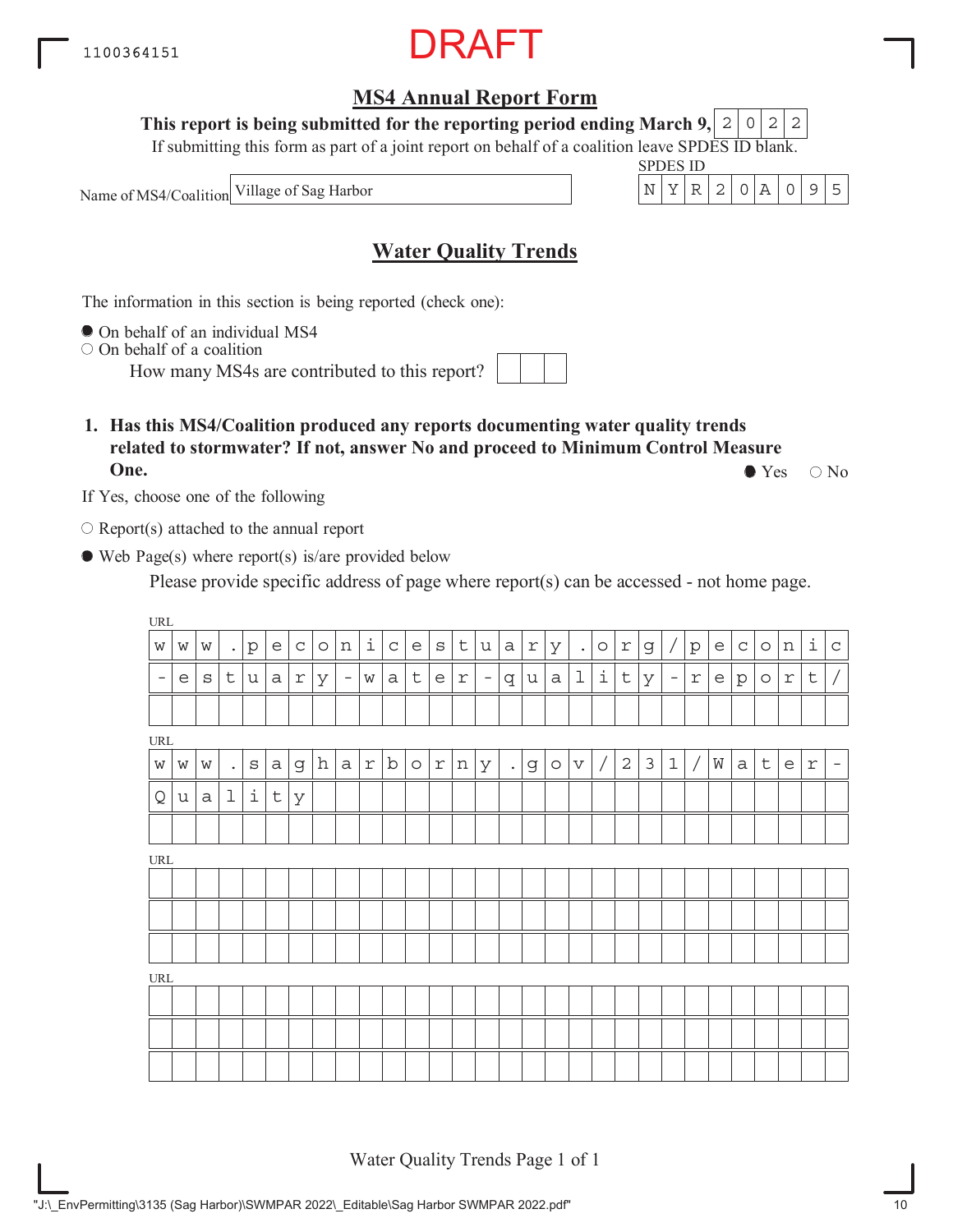1100364151

DRAFT

## MS4 Annual Report Form

**This report is being submitted for the reporting period ending March 9, 2022**

If submitting this form as part of a joint report on behalf of a coalition leave SPDES ID blank.

Name of MS4/Coalition: Village of Sag Harbor

SPDES ID: NYR20A095

## Water Quality Trends

The information in this section is being reported (check one):

- ● On behalf of an individual MS4
- ○ On behalf of a coalition

  How many MS4s are contributed to this report?

**1. Has this MS4/Coalition produced any reports documenting water quality trends related to stormwater? If not, answer No and proceed to Minimum Control Measure One.** ● Yes ○ No

If Yes, choose one of the following

- ○ Report(s) attached to the annual report
- ● Web Page(s) where report(s) is/are provided below

  Please provide specific address of page where report(s) can be accessed - not home page.

URL: www.peconicestuary.org/peconic-estuary-water-quality-report/

URL: www.sagharborny.gov/231/Water-Quality

URL:

URL:

"J:\_EnvPermitting\3135 (Sag Harbor)\SWMPAR 2022\_Editable\Sag Harbor SWMPAR 2022.pdf"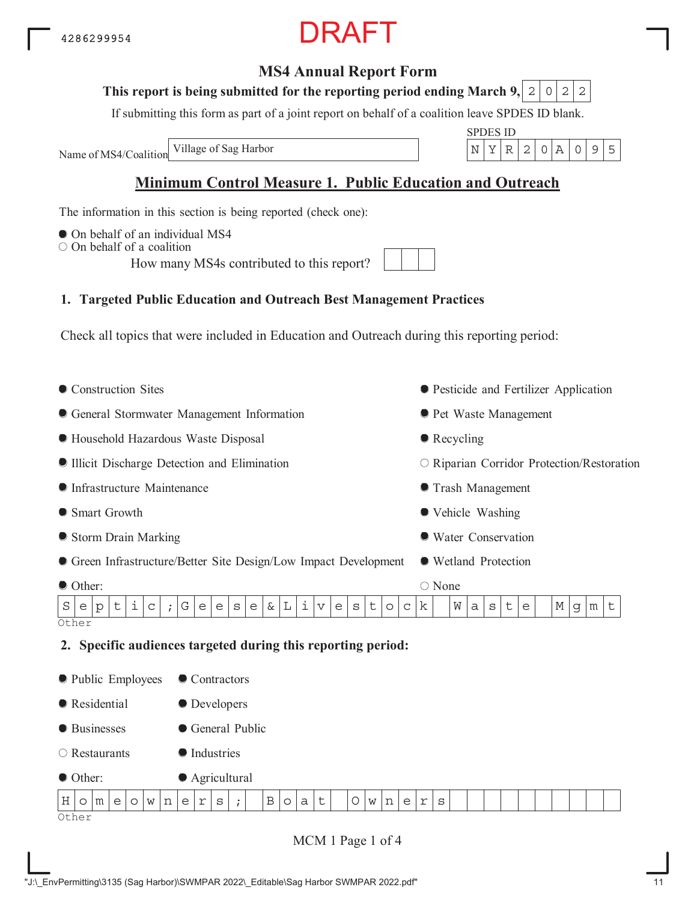4286299954

DRAFT

# MS4 Annual Report Form

**This report is being submitted for the reporting period ending March 9, 2022**

If submitting this form as part of a joint report on behalf of a coalition leave SPDES ID blank.

Name of MS4/Coalition: Village of Sag Harbor

SPDES ID: NYR20A095

## Minimum Control Measure 1. Public Education and Outreach

The information in this section is being reported (check one):

- ● On behalf of an individual MS4
- ○ On behalf of a coalition

How many MS4s contributed to this report?

### 1. Targeted Public Education and Outreach Best Management Practices

Check all topics that were included in Education and Outreach during this reporting period:

- ● Construction Sites
- ● General Stormwater Management Information
- ● Household Hazardous Waste Disposal
- ● Illicit Discharge Detection and Elimination
- ● Infrastructure Maintenance
- ● Smart Growth
- ● Storm Drain Marking
- ● Green Infrastructure/Better Site Design/Low Impact Development
- ● Other:
- ● Pesticide and Fertilizer Application
- ● Pet Waste Management
- ● Recycling
- ○ Riparian Corridor Protection/Restoration
- ● Trash Management
- ● Vehicle Washing
- ● Water Conservation
- ● Wetland Protection
- ○ None

Other: Septic;Geese&Livestock Waste Mgmt

### 2. Specific audiences targeted during this reporting period:

- ● Public Employees
- ● Residential
- ● Businesses
- ○ Restaurants
- ● Other:
- ● Contractors
- ● Developers
- ● General Public
- ● Industries
- ● Agricultural

Other: Homeowners; Boat Owners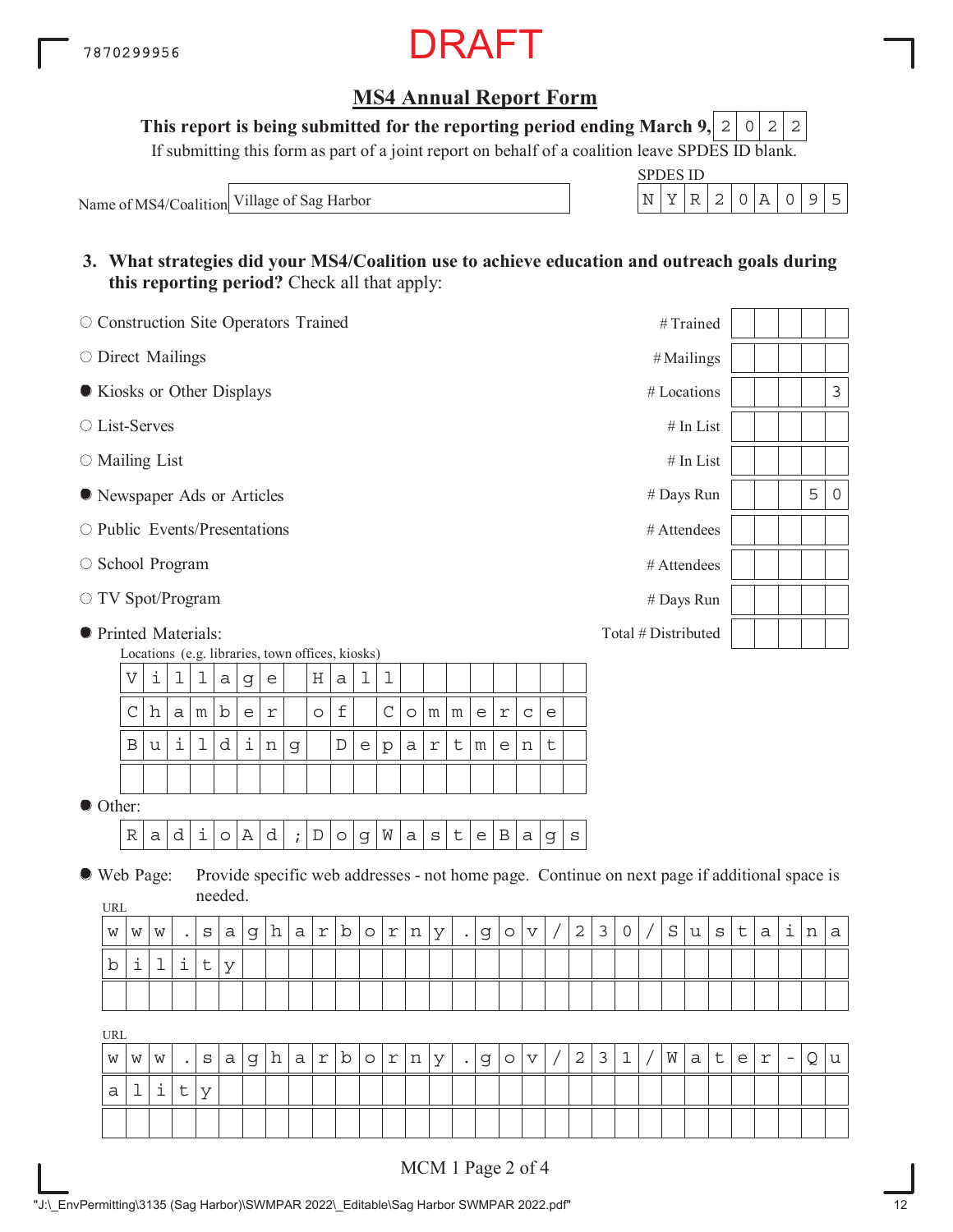7870299956

DRAFT

## MS4 Annual Report Form

**This report is being submitted for the reporting period ending March 9, 2022**

If submitting this form as part of a joint report on behalf of a coalition leave SPDES ID blank.

Name of MS4/Coalition: Village of Sag Harbor

SPDES ID: NYR20A095

**3. What strategies did your MS4/Coalition use to achieve education and outreach goals during this reporting period?** Check all that apply:

| Selected | Strategy | Measure | Value |
|---|---|---|---|
| ○ | Construction Site Operators Trained | # Trained | |
| ○ | Direct Mailings | # Mailings | |
| ● | Kiosks or Other Displays | # Locations | 3 |
| ○ | List-Serves | # In List | |
| ○ | Mailing List | # In List | |
| ● | Newspaper Ads or Articles | # Days Run | 50 |
| ○ | Public Events/Presentations | # Attendees | |
| ○ | School Program | # Attendees | |
| ○ | TV Spot/Program | # Days Run | |
| ● | Printed Materials: | Total # Distributed | |

Locations (e.g. libraries, town offices, kiosks)

- Village Hall
- Chamber of Commerce
- Building Department

● Other:

RadioAd;DogWasteBags

● Web Page: Provide specific web addresses - not home page. Continue on next page if additional space is needed.

URL

www.sagharborny.gov/230/Sustainability

URL

www.sagharborny.gov/231/Water-Quality

"J:\_EnvPermitting\3135 (Sag Harbor)\SWMPAR 2022\_Editable\Sag Harbor SWMPAR 2022.pdf"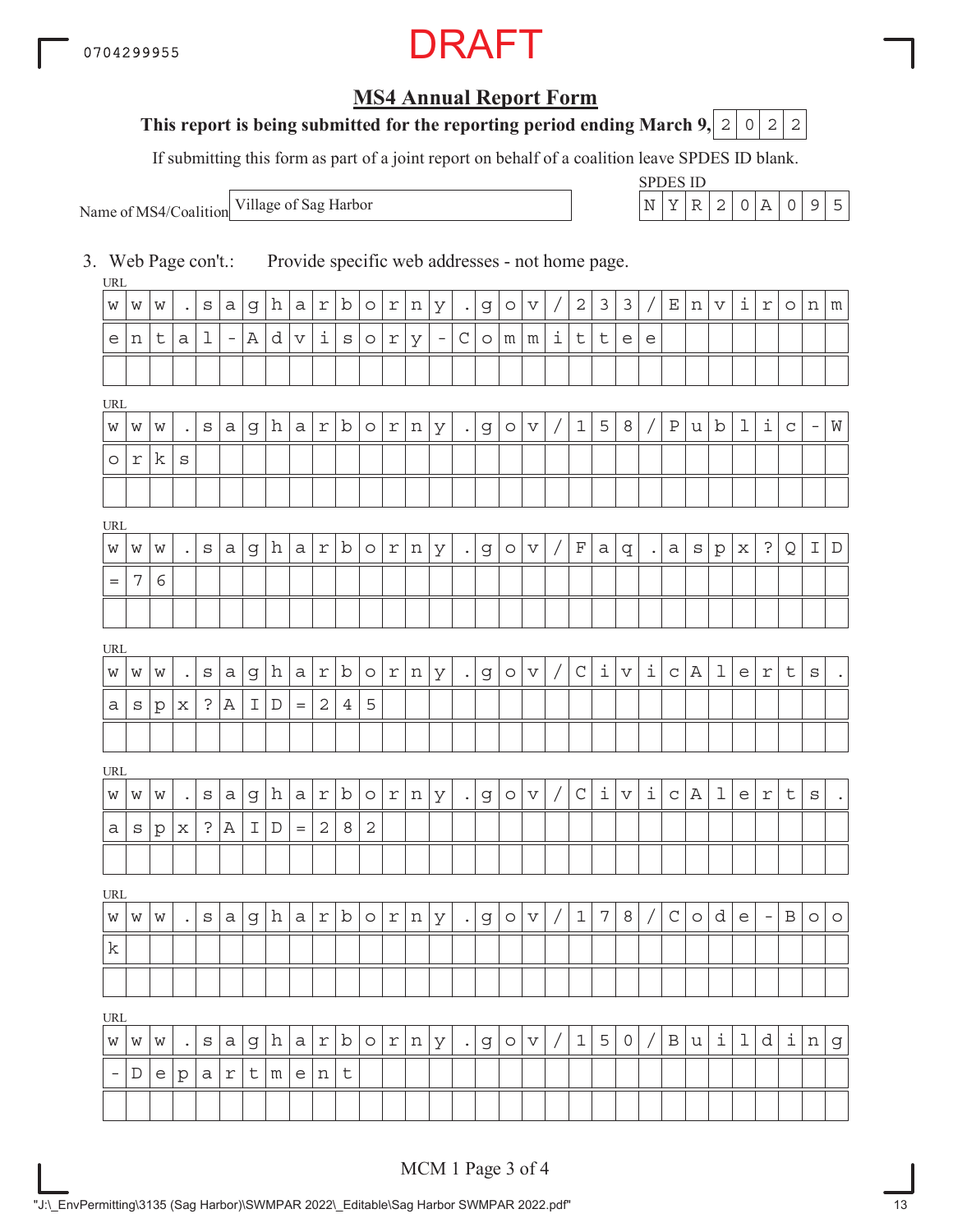0704299955

DRAFT

## MS4 Annual Report Form

**This report is being submitted for the reporting period ending March 9, 2022**

If submitting this form as part of a joint report on behalf of a coalition leave SPDES ID blank.

Name of MS4/Coalition: Village of Sag Harbor

SPDES ID: NYR20A095

3. Web Page con't.: Provide specific web addresses - not home page.

URL: www.sagharborny.gov/233/Environmental-Advisory-Committee

URL: www.sagharborny.gov/158/Public-Works

URL: www.sagharborny.gov/Faq.aspx?QID=76

URL: www.sagharborny.gov/CivicAlerts.aspx?AID=245

URL: www.sagharborny.gov/CivicAlerts.aspx?AID=282

URL: www.sagharborny.gov/178/Code-Book

URL: www.sagharborny.gov/150/Building-Department

MCM 1 Page 3 of 4

"J:\_EnvPermitting\3135 (Sag Harbor)\SWMPAR 2022\_Editable\Sag Harbor SWMPAR 2022.pdf"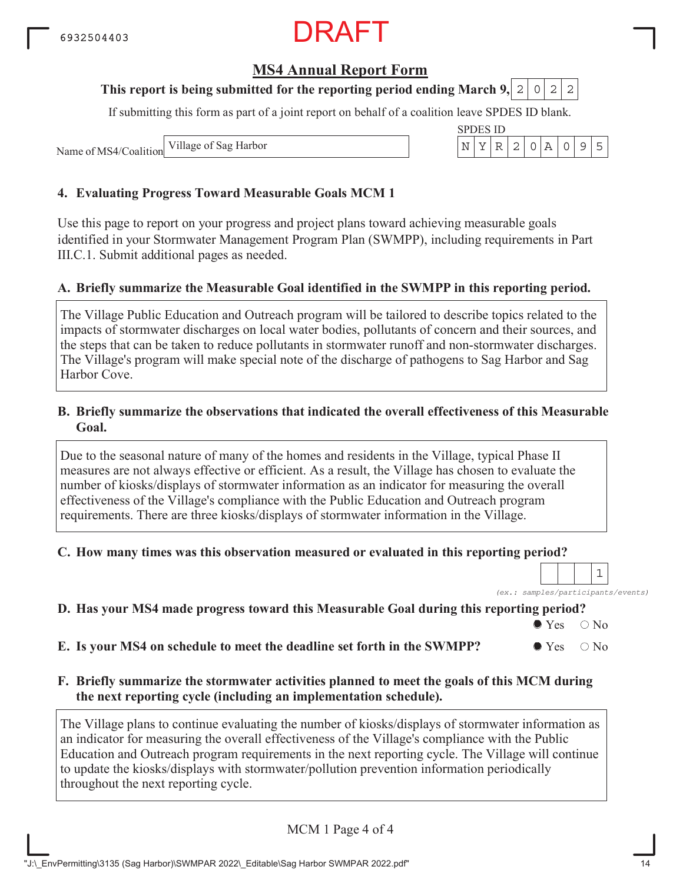DRAFT

## MS4 Annual Report Form

**This report is being submitted for the reporting period ending March 9, 2022**

If submitting this form as part of a joint report on behalf of a coalition leave SPDES ID blank.

Name of MS4/Coalition: Village of Sag Harbor

SPDES ID: NYR20A095

### 4. Evaluating Progress Toward Measurable Goals MCM 1

Use this page to report on your progress and project plans toward achieving measurable goals identified in your Stormwater Management Program Plan (SWMPP), including requirements in Part III.C.1. Submit additional pages as needed.

**A. Briefly summarize the Measurable Goal identified in the SWMPP in this reporting period.**

The Village Public Education and Outreach program will be tailored to describe topics related to the impacts of stormwater discharges on local water bodies, pollutants of concern and their sources, and the steps that can be taken to reduce pollutants in stormwater runoff and non-stormwater discharges. The Village's program will make special note of the discharge of pathogens to Sag Harbor and Sag Harbor Cove.

**B. Briefly summarize the observations that indicated the overall effectiveness of this Measurable Goal.**

Due to the seasonal nature of many of the homes and residents in the Village, typical Phase II measures are not always effective or efficient. As a result, the Village has chosen to evaluate the number of kiosks/displays of stormwater information as an indicator for measuring the overall effectiveness of the Village's compliance with the Public Education and Outreach program requirements. There are three kiosks/displays of stormwater information in the Village.

**C. How many times was this observation measured or evaluated in this reporting period?**

1

*(ex.: samples/participants/events)*

**D. Has your MS4 made progress toward this Measurable Goal during this reporting period?**

● Yes ○ No

**E. Is your MS4 on schedule to meet the deadline set forth in the SWMPP?**

● Yes ○ No

**F. Briefly summarize the stormwater activities planned to meet the goals of this MCM during the next reporting cycle (including an implementation schedule).**

The Village plans to continue evaluating the number of kiosks/displays of stormwater information as an indicator for measuring the overall effectiveness of the Village's compliance with the Public Education and Outreach program requirements in the next reporting cycle. The Village will continue to update the kiosks/displays with stormwater/pollution prevention information periodically throughout the next reporting cycle.

MCM 1 Page 4 of 4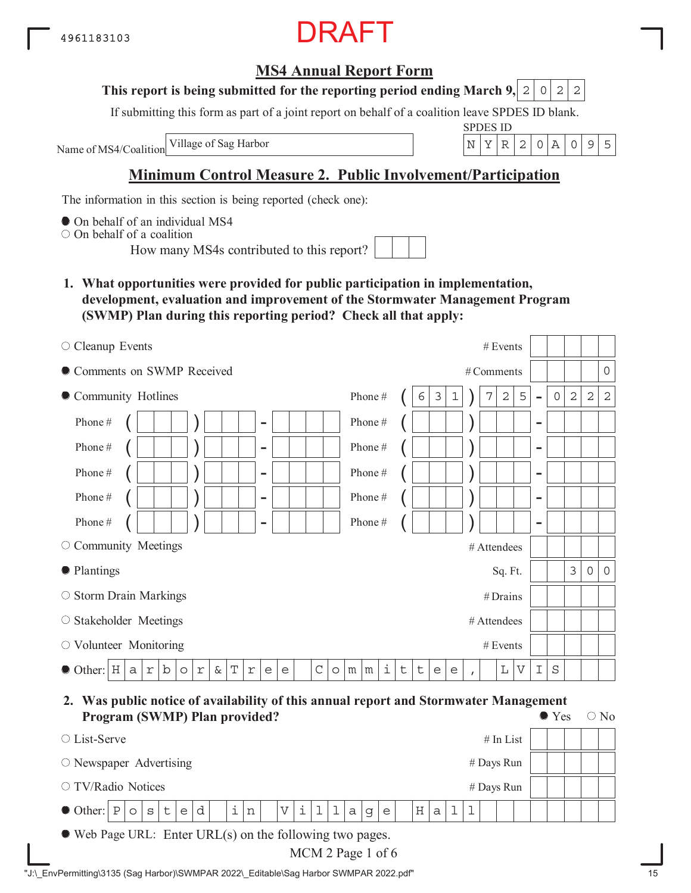4961183103

DRAFT

## MS4 Annual Report Form

**This report is being submitted for the reporting period ending March 9, 2022**

If submitting this form as part of a joint report on behalf of a coalition leave SPDES ID blank.

Name of MS4/Coalition: Village of Sag Harbor

SPDES ID: NYR20A095

## Minimum Control Measure 2. Public Involvement/Participation

The information in this section is being reported (check one):

- ● On behalf of an individual MS4
- ○ On behalf of a coalition
  - How many MS4s contributed to this report?

**1. What opportunities were provided for public participation in implementation, development, evaluation and improvement of the Stormwater Management Program (SWMP) Plan during this reporting period? Check all that apply:**

| Opportunity | Measure | Value |
|---|---|---|
| ○ Cleanup Events | # Events | |
| ● Comments on SWMP Received | # Comments | 0 |
| ● Community Hotlines | Phone # | (631) 725-0222 |
| ○ Community Meetings | # Attendees | |
| ● Plantings | Sq. Ft. | 300 |
| ○ Storm Drain Markings | # Drains | |
| ○ Stakeholder Meetings | # Attendees | |
| ○ Volunteer Monitoring | # Events | |
| ● Other: Harbor & Tree Committee, LVIS | | |

**2. Was public notice of availability of this annual report and Stormwater Management Program (SWMP) Plan provided?** ● Yes ○ No

| Method | Measure | Value |
|---|---|---|
| ○ List-Serve | # In List | |
| ○ Newspaper Advertising | # Days Run | |
| ○ TV/Radio Notices | # Days Run | |
| ● Other: Posted in Village Hall | | |

- ● Web Page URL: Enter URL(s) on the following two pages.

MCM 2 Page 1 of 6

"J:\_EnvPermitting\3135 (Sag Harbor)\SWMPAR 2022\_Editable\Sag Harbor SWMPAR 2022.pdf"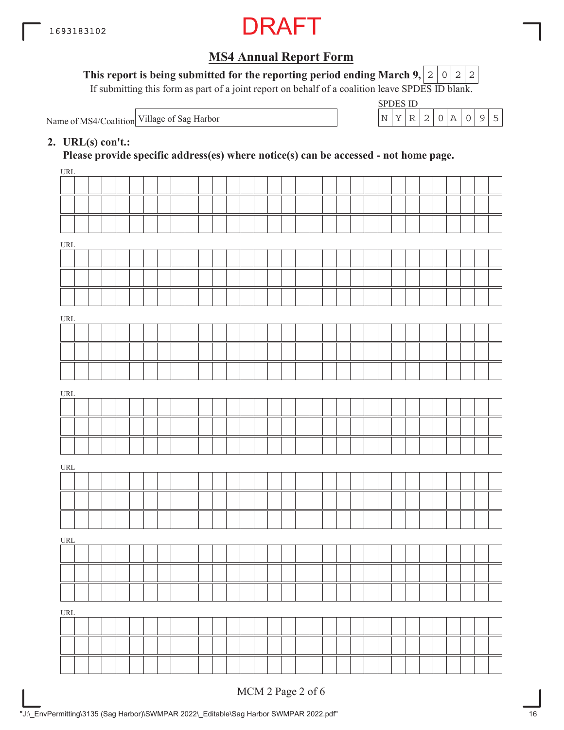DRAFT

## MS4 Annual Report Form

**This report is being submitted for the reporting period ending March 9, 2022**

If submitting this form as part of a joint report on behalf of a coalition leave SPDES ID blank.

Name of MS4/Coalition: Village of Sag Harbor

SPDES ID: NYR20A095

**2. URL(s) con't.:**

**Please provide specific address(es) where notice(s) can be accessed - not home page.**

URL

URL

URL

URL

URL

URL

URL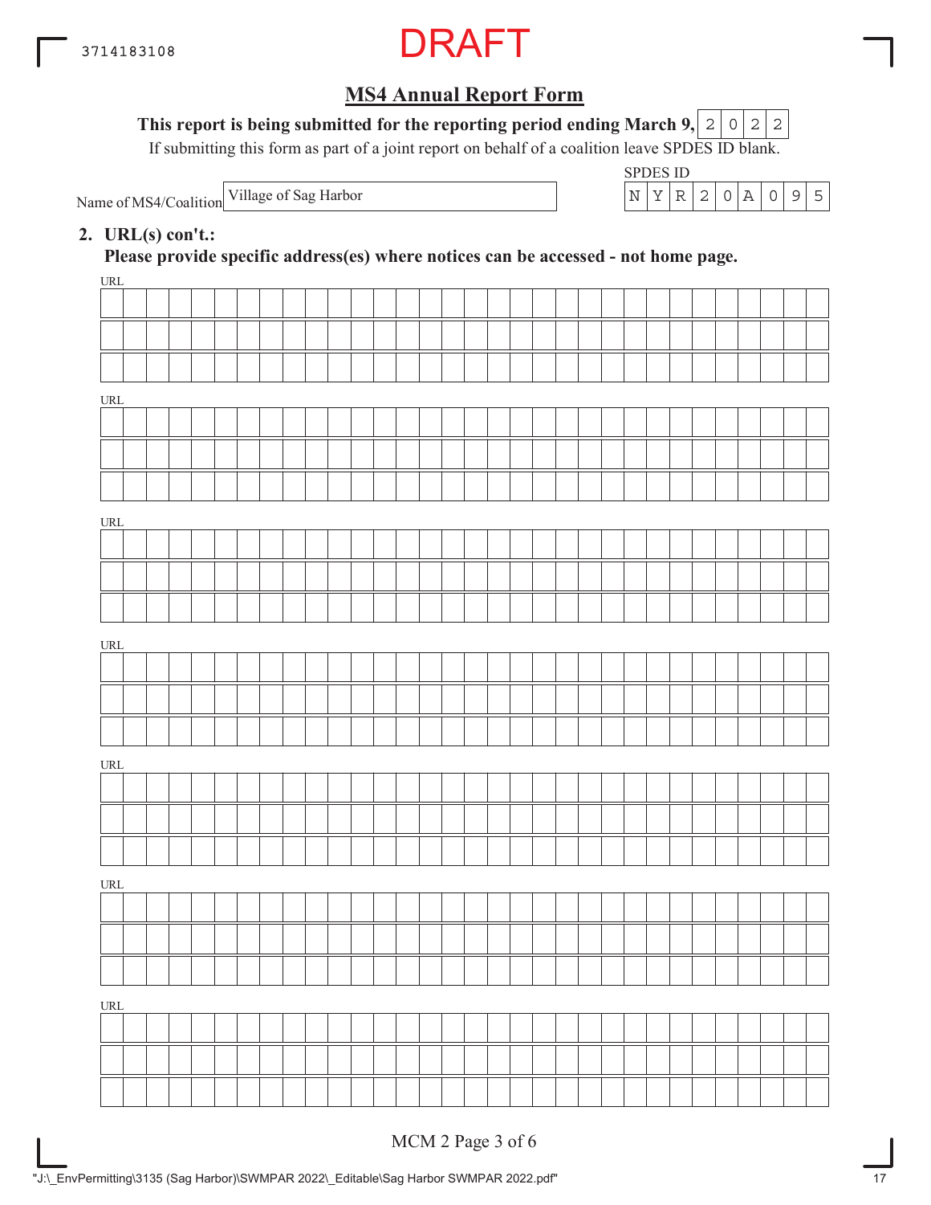DRAFT

## MS4 Annual Report Form

**This report is being submitted for the reporting period ending March 9, 2022**

If submitting this form as part of a joint report on behalf of a coalition leave SPDES ID blank.

Name of MS4/Coalition: Village of Sag Harbor

SPDES ID: NYR20A095

**2. URL(s) con't.:**

**Please provide specific address(es) where notices can be accessed - not home page.**

URL:

URL:

URL:

URL:

URL:

URL:

URL:

MCM 2 Page 3 of 6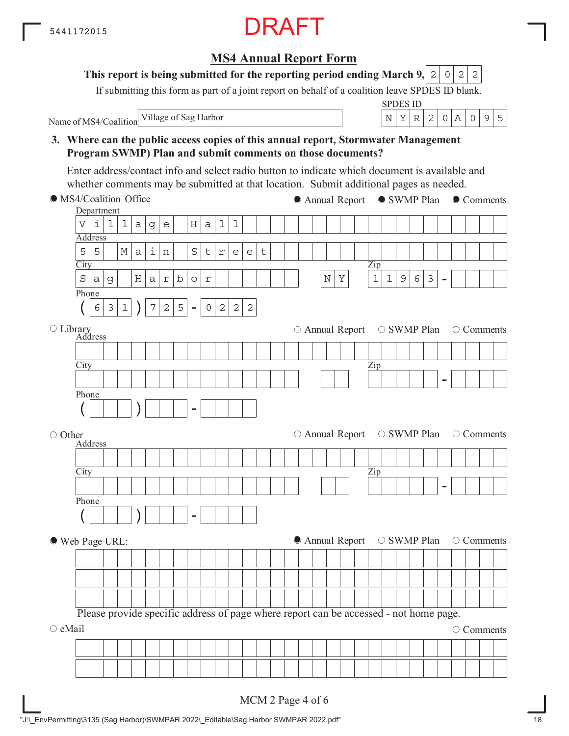DRAFT

# MS4 Annual Report Form

**This report is being submitted for the reporting period ending March 9, 2022**

If submitting this form as part of a joint report on behalf of a coalition leave SPDES ID blank.

Name of MS4/Coalition: Village of Sag Harbor

SPDES ID: NYR20A095

**3. Where can the public access copies of this annual report, Stormwater Management Program SWMP) Plan and submit comments on those documents?**

Enter address/contact info and select radio button to indicate which document is available and whether comments may be submitted at that location. Submit additional pages as needed.

● MS4/Coalition Office — ● Annual Report ● SWMP Plan ● Comments

Department: Village Hall

Address: 55 Main Street

City: Sag Harbor NY Zip: 11963-

Phone: (631) 725-0222

○ Library — ○ Annual Report ○ SWMP Plan ○ Comments

Address:

City: Zip: -

Phone: ( ) -

○ Other — ○ Annual Report ○ SWMP Plan ○ Comments

Address:

City: Zip: -

Phone: ( ) -

● Web Page URL: — ● Annual Report ○ SWMP Plan ○ Comments

Please provide specific address of page where report can be accessed - not home page.

○ eMail — ○ Comments

MCM 2 Page 4 of 6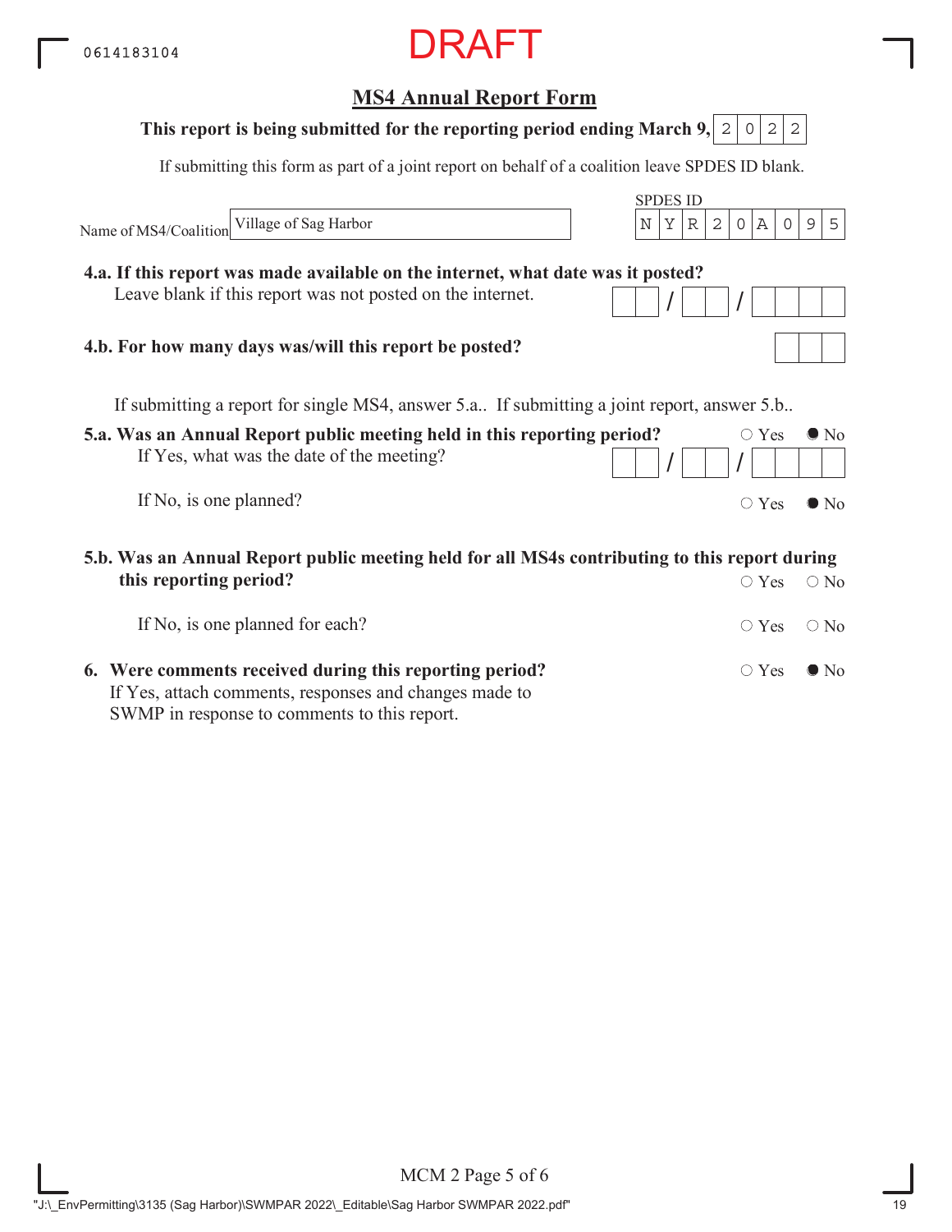0614183104

DRAFT

## MS4 Annual Report Form

**This report is being submitted for the reporting period ending March 9, 2022**

If submitting this form as part of a joint report on behalf of a coalition leave SPDES ID blank.

Name of MS4/Coalition: Village of Sag Harbor

SPDES ID: NYR20A095

**4.a. If this report was made available on the internet, what date was it posted?**
Leave blank if this report was not posted on the internet. __ / __ / ____

**4.b. For how many days was/will this report be posted?** ___

If submitting a report for single MS4, answer 5.a.. If submitting a joint report, answer 5.b..

**5.a. Was an Annual Report public meeting held in this reporting period?** ○ Yes ● No
If Yes, what was the date of the meeting? __ / __ / ____

If No, is one planned? ○ Yes ● No

**5.b. Was an Annual Report public meeting held for all MS4s contributing to this report during this reporting period?** ○ Yes ○ No

If No, is one planned for each? ○ Yes ○ No

**6. Were comments received during this reporting period?** ○ Yes ● No
If Yes, attach comments, responses and changes made to SWMP in response to comments to this report.

MCM 2 Page 5 of 6

"J:\_EnvPermitting\3135 (Sag Harbor)\SWMPAR 2022\_Editable\Sag Harbor SWMPAR 2022.pdf"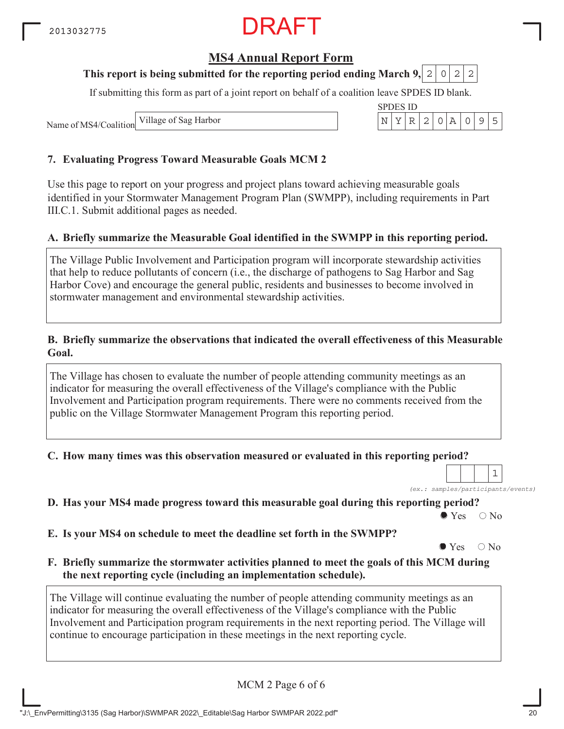2013032775

DRAFT

## MS4 Annual Report Form

**This report is being submitted for the reporting period ending March 9, 2022**

If submitting this form as part of a joint report on behalf of a coalition leave SPDES ID blank.

Name of MS4/Coalition: Village of Sag Harbor

SPDES ID: NYR20A095

### 7. Evaluating Progress Toward Measurable Goals MCM 2

Use this page to report on your progress and project plans toward achieving measurable goals identified in your Stormwater Management Program Plan (SWMPP), including requirements in Part III.C.1. Submit additional pages as needed.

**A. Briefly summarize the Measurable Goal identified in the SWMPP in this reporting period.**

The Village Public Involvement and Participation program will incorporate stewardship activities that help to reduce pollutants of concern (i.e., the discharge of pathogens to Sag Harbor and Sag Harbor Cove) and encourage the general public, residents and businesses to become involved in stormwater management and environmental stewardship activities.

**B. Briefly summarize the observations that indicated the overall effectiveness of this Measurable Goal.**

The Village has chosen to evaluate the number of people attending community meetings as an indicator for measuring the overall effectiveness of the Village's compliance with the Public Involvement and Participation program requirements. There were no comments received from the public on the Village Stormwater Management Program this reporting period.

**C. How many times was this observation measured or evaluated in this reporting period?**

1

*(ex.: samples/participants/events)*

**D. Has your MS4 made progress toward this measurable goal during this reporting period?**

● Yes ○ No

**E. Is your MS4 on schedule to meet the deadline set forth in the SWMPP?**

● Yes ○ No

**F. Briefly summarize the stormwater activities planned to meet the goals of this MCM during the next reporting cycle (including an implementation schedule).**

The Village will continue evaluating the number of people attending community meetings as an indicator for measuring the overall effectiveness of the Village's compliance with the Public Involvement and Participation program requirements in the next reporting period. The Village will continue to encourage participation in these meetings in the next reporting cycle.

MCM 2 Page 6 of 6

"J:\_EnvPermitting\3135 (Sag Harbor)\SWMPAR 2022\_Editable\Sag Harbor SWMPAR 2022.pdf"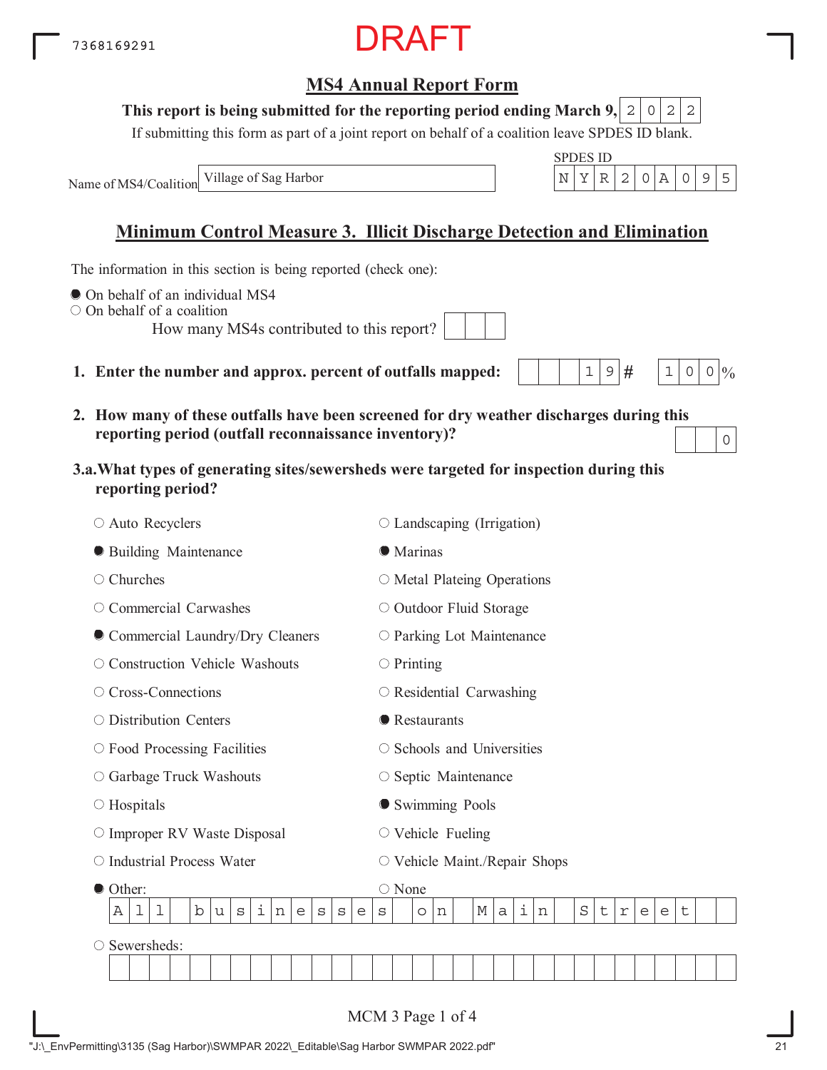7368169291

DRAFT

## MS4 Annual Report Form

**This report is being submitted for the reporting period ending March 9, 2022**

If submitting this form as part of a joint report on behalf of a coalition leave SPDES ID blank.

Name of MS4/Coalition: Village of Sag Harbor

SPDES ID: NYR20A095

## Minimum Control Measure 3. Illicit Discharge Detection and Elimination

The information in this section is being reported (check one):

- ● On behalf of an individual MS4
- ○ On behalf of a coalition
  - How many MS4s contributed to this report?

**1. Enter the number and approx. percent of outfalls mapped:** 19 # 100 %

**2. How many of these outfalls have been screened for dry weather discharges during this reporting period (outfall reconnaissance inventory)?** 0

**3.a. What types of generating sites/sewersheds were targeted for inspection during this reporting period?**

- ○ Auto Recyclers
- ● Building Maintenance
- ○ Churches
- ○ Commercial Carwashes
- ● Commercial Laundry/Dry Cleaners
- ○ Construction Vehicle Washouts
- ○ Cross-Connections
- ○ Distribution Centers
- ○ Food Processing Facilities
- ○ Garbage Truck Washouts
- ○ Hospitals
- ○ Improper RV Waste Disposal
- ○ Industrial Process Water
- ○ Landscaping (Irrigation)
- ● Marinas
- ○ Metal Plateing Operations
- ○ Outdoor Fluid Storage
- ○ Parking Lot Maintenance
- ○ Printing
- ○ Residential Carwashing
- ● Restaurants
- ○ Schools and Universities
- ○ Septic Maintenance
- ● Swimming Pools
- ○ Vehicle Fueling
- ○ Vehicle Maint./Repair Shops
- ● Other: All businesses on Main Street
- ○ None
- ○ Sewersheds: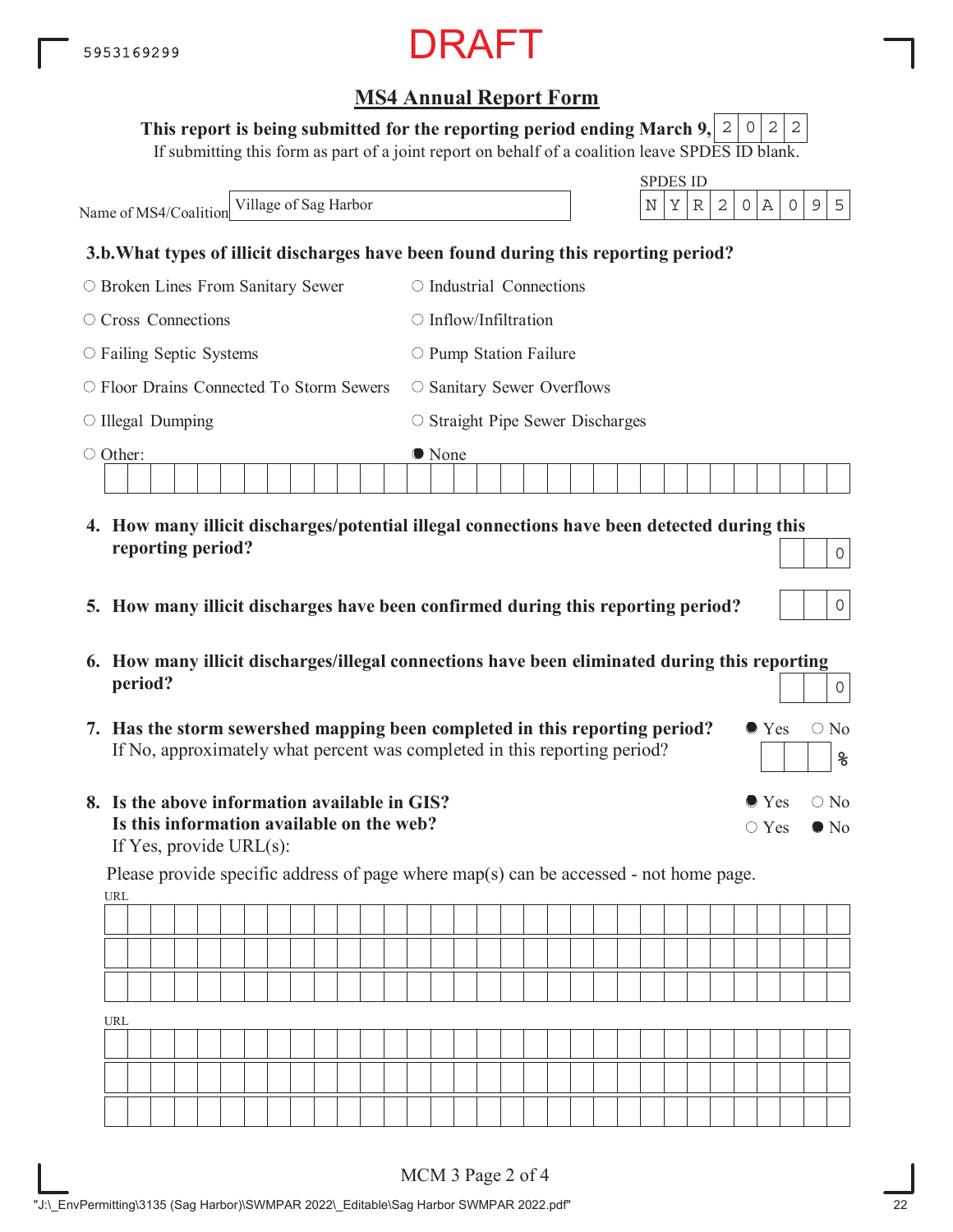5953169299

DRAFT

## MS4 Annual Report Form

**This report is being submitted for the reporting period ending March 9,** 2022

If submitting this form as part of a joint report on behalf of a coalition leave SPDES ID blank.

Name of MS4/Coalition: Village of Sag Harbor

SPDES ID: NYR20A095

**3.b. What types of illicit discharges have been found during this reporting period?**

- ○ Broken Lines From Sanitary Sewer
- ○ Industrial Connections
- ○ Cross Connections
- ○ Inflow/Infiltration
- ○ Failing Septic Systems
- ○ Pump Station Failure
- ○ Floor Drains Connected To Storm Sewers
- ○ Sanitary Sewer Overflows
- ○ Illegal Dumping
- ○ Straight Pipe Sewer Discharges
- ○ Other:
- ● None

**4. How many illicit discharges/potential illegal connections have been detected during this reporting period?** 0

**5. How many illicit discharges have been confirmed during this reporting period?** 0

**6. How many illicit discharges/illegal connections have been eliminated during this reporting period?** 0

**7. Has the storm sewershed mapping been completed in this reporting period?** ● Yes ○ No

If No, approximately what percent was completed in this reporting period? ____ %

**8. Is the above information available in GIS?** ● Yes ○ No

**Is this information available on the web?** ○ Yes ● No

If Yes, provide URL(s):

Please provide specific address of page where map(s) can be accessed - not home page.

URL:

URL:

MCM 3 Page 2 of 4

"J:\_EnvPermitting\3135 (Sag Harbor)\SWMPAR 2022\_Editable\Sag Harbor SWMPAR 2022.pdf"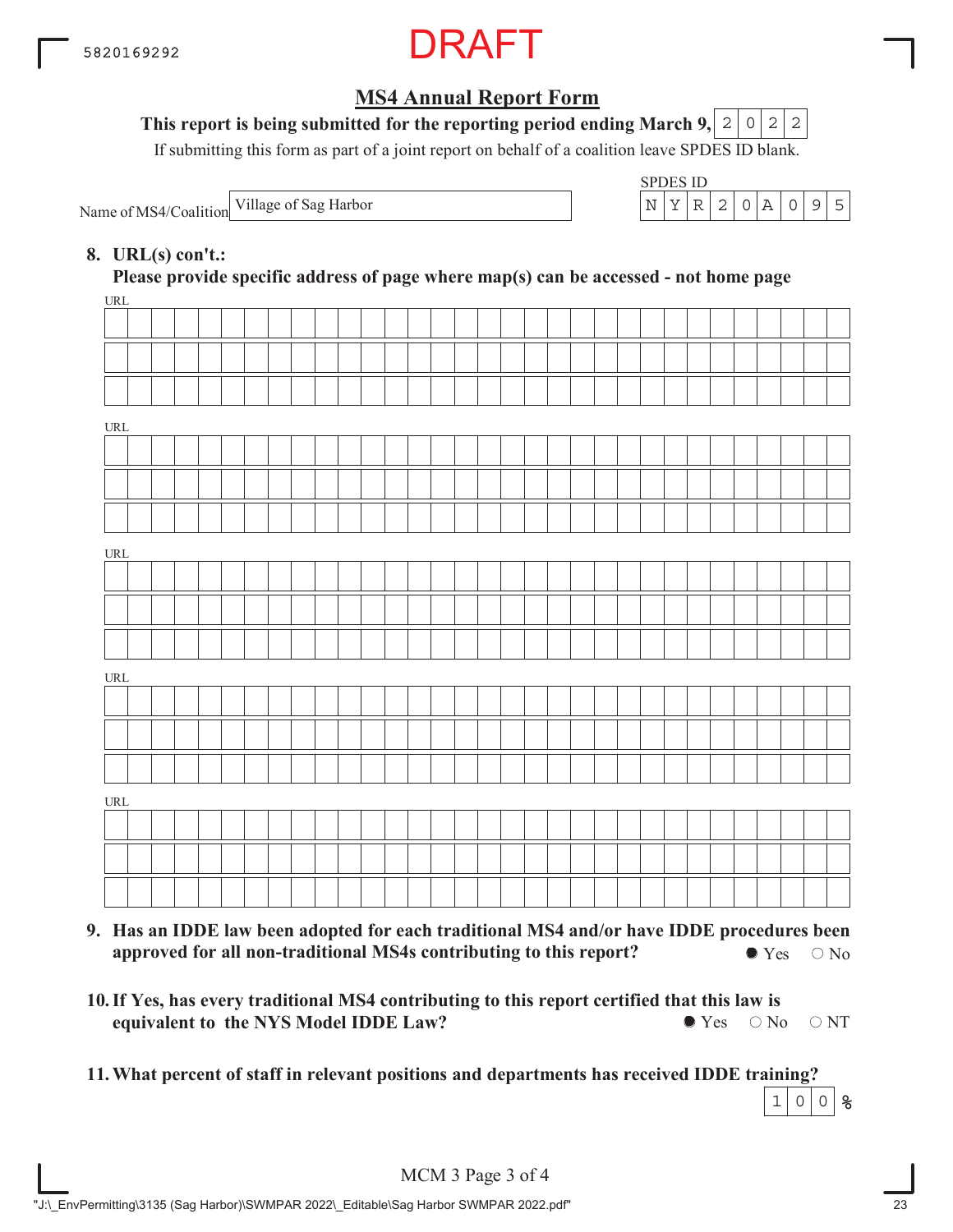DRAFT

## MS4 Annual Report Form

**This report is being submitted for the reporting period ending March 9, 2022**

If submitting this form as part of a joint report on behalf of a coalition leave SPDES ID blank.

Name of MS4/Coalition: Village of Sag Harbor

SPDES ID: NYR20A095

**8. URL(s) con't.:**
**Please provide specific address of page where map(s) can be accessed - not home page**

URL

URL

URL

URL

URL

**9. Has an IDDE law been adopted for each traditional MS4 and/or have IDDE procedures been approved for all non-traditional MS4s contributing to this report?**
● Yes ○ No

**10. If Yes, has every traditional MS4 contributing to this report certified that this law is equivalent to the NYS Model IDDE Law?**
● Yes ○ No ○ NT

**11. What percent of staff in relevant positions and departments has received IDDE training?**
100 %

MCM 3 Page 3 of 4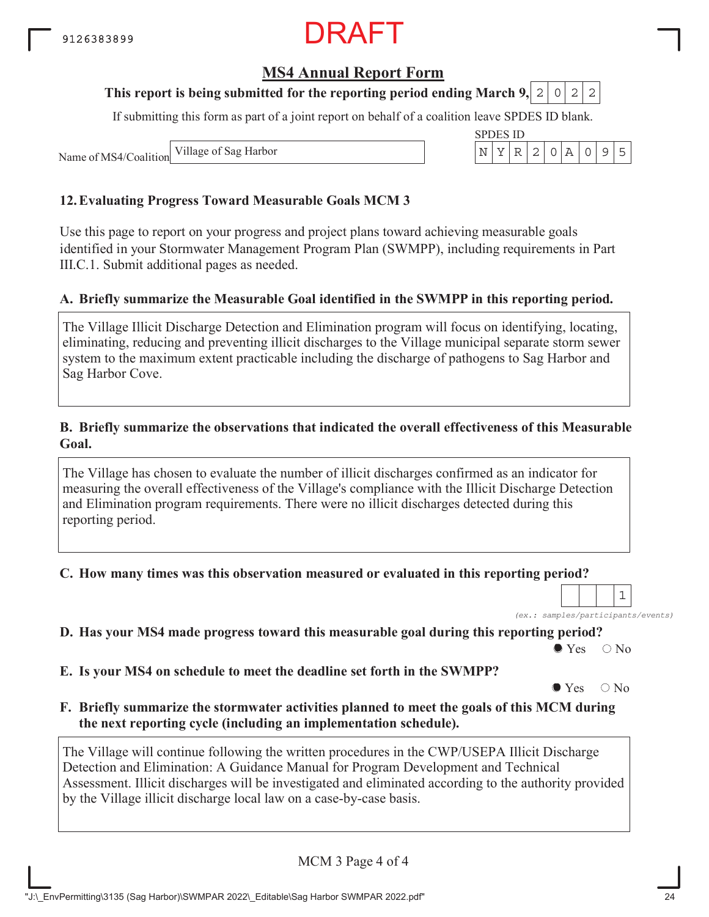9126383899

DRAFT

## MS4 Annual Report Form

**This report is being submitted for the reporting period ending March 9, 2022**

If submitting this form as part of a joint report on behalf of a coalition leave SPDES ID blank.

Name of MS4/Coalition: Village of Sag Harbor

SPDES ID: NYR20A095

### 12. Evaluating Progress Toward Measurable Goals MCM 3

Use this page to report on your progress and project plans toward achieving measurable goals identified in your Stormwater Management Program Plan (SWMPP), including requirements in Part III.C.1. Submit additional pages as needed.

**A. Briefly summarize the Measurable Goal identified in the SWMPP in this reporting period.**

The Village Illicit Discharge Detection and Elimination program will focus on identifying, locating, eliminating, reducing and preventing illicit discharges to the Village municipal separate storm sewer system to the maximum extent practicable including the discharge of pathogens to Sag Harbor and Sag Harbor Cove.

**B. Briefly summarize the observations that indicated the overall effectiveness of this Measurable Goal.**

The Village has chosen to evaluate the number of illicit discharges confirmed as an indicator for measuring the overall effectiveness of the Village's compliance with the Illicit Discharge Detection and Elimination program requirements. There were no illicit discharges detected during this reporting period.

**C. How many times was this observation measured or evaluated in this reporting period?**

1

*(ex.: samples/participants/events)*

**D. Has your MS4 made progress toward this measurable goal during this reporting period?**

● Yes ○ No

**E. Is your MS4 on schedule to meet the deadline set forth in the SWMPP?**

● Yes ○ No

**F. Briefly summarize the stormwater activities planned to meet the goals of this MCM during the next reporting cycle (including an implementation schedule).**

The Village will continue following the written procedures in the CWP/USEPA Illicit Discharge Detection and Elimination: A Guidance Manual for Program Development and Technical Assessment. Illicit discharges will be investigated and eliminated according to the authority provided by the Village illicit discharge local law on a case-by-case basis.

MCM 3 Page 4 of 4

"J:\_EnvPermitting\3135 (Sag Harbor)\SWMPAR 2022\_Editable\Sag Harbor SWMPAR 2022.pdf"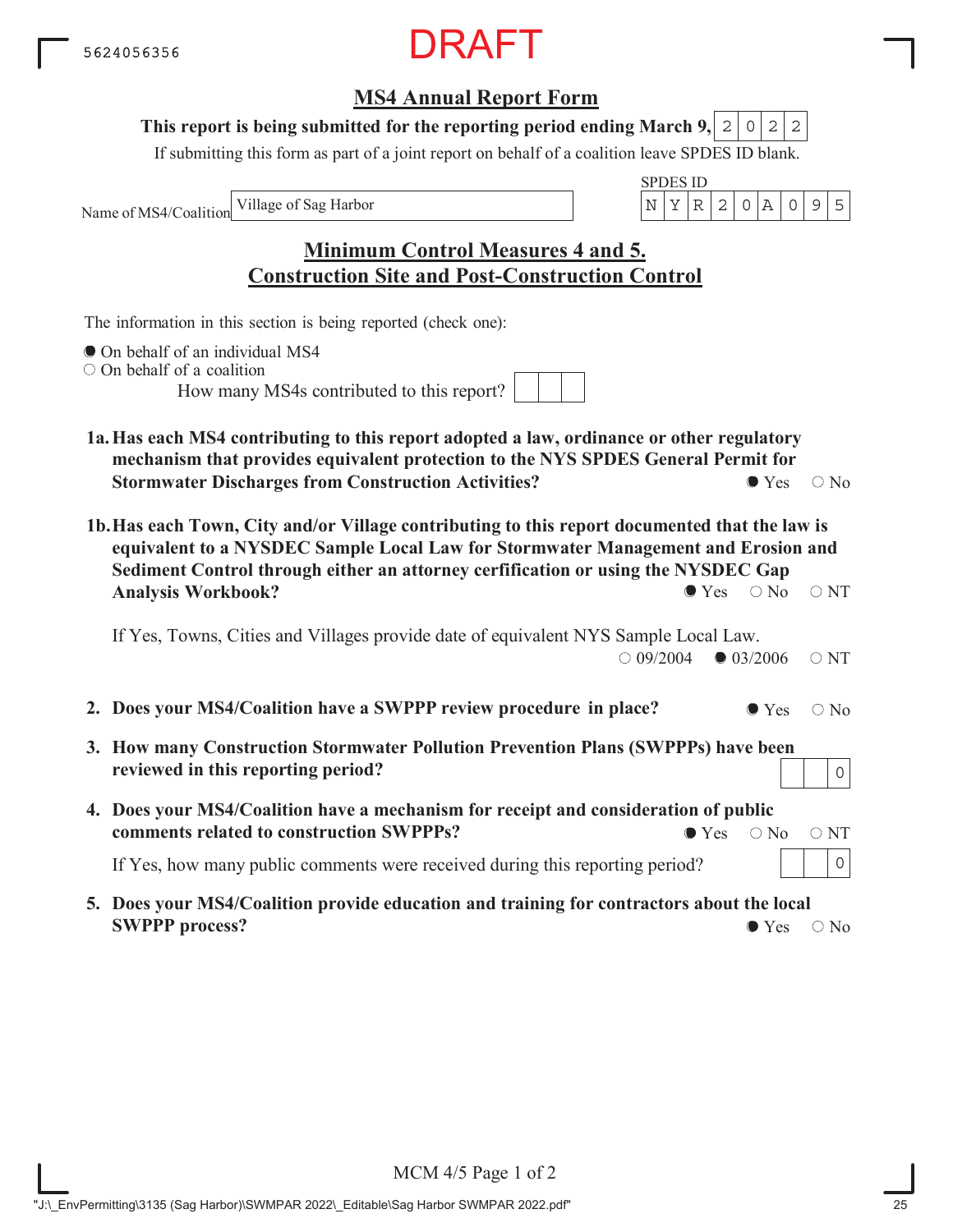5624056356

DRAFT

## MS4 Annual Report Form

**This report is being submitted for the reporting period ending March 9,** 2022

If submitting this form as part of a joint report on behalf of a coalition leave SPDES ID blank.

Name of MS4/Coalition: Village of Sag Harbor

SPDES ID: NYR20A095

## Minimum Control Measures 4 and 5. Construction Site and Post-Construction Control

The information in this section is being reported (check one):

- ● On behalf of an individual MS4
- ○ On behalf of a coalition

How many MS4s contributed to this report?

**1a. Has each MS4 contributing to this report adopted a law, ordinance or other regulatory mechanism that provides equivalent protection to the NYS SPDES General Permit for Stormwater Discharges from Construction Activities?** ● Yes ○ No

**1b. Has each Town, City and/or Village contributing to this report documented that the law is equivalent to a NYSDEC Sample Local Law for Stormwater Management and Erosion and Sediment Control through either an attorney cerfification or using the NYSDEC Gap Analysis Workbook?** ● Yes ○ No ○ NT

If Yes, Towns, Cities and Villages provide date of equivalent NYS Sample Local Law. ○ 09/2004 ● 03/2006 ○ NT

**2. Does your MS4/Coalition have a SWPPP review procedure in place?** ● Yes ○ No

**3. How many Construction Stormwater Pollution Prevention Plans (SWPPPs) have been reviewed in this reporting period?** 0

**4. Does your MS4/Coalition have a mechanism for receipt and consideration of public comments related to construction SWPPPs?** ● Yes ○ No ○ NT

If Yes, how many public comments were received during this reporting period? 0

**5. Does your MS4/Coalition provide education and training for contractors about the local SWPPP process?** ● Yes ○ No

"J:\_EnvPermitting\3135 (Sag Harbor)\SWMPAR 2022\_Editable\Sag Harbor SWMPAR 2022.pdf"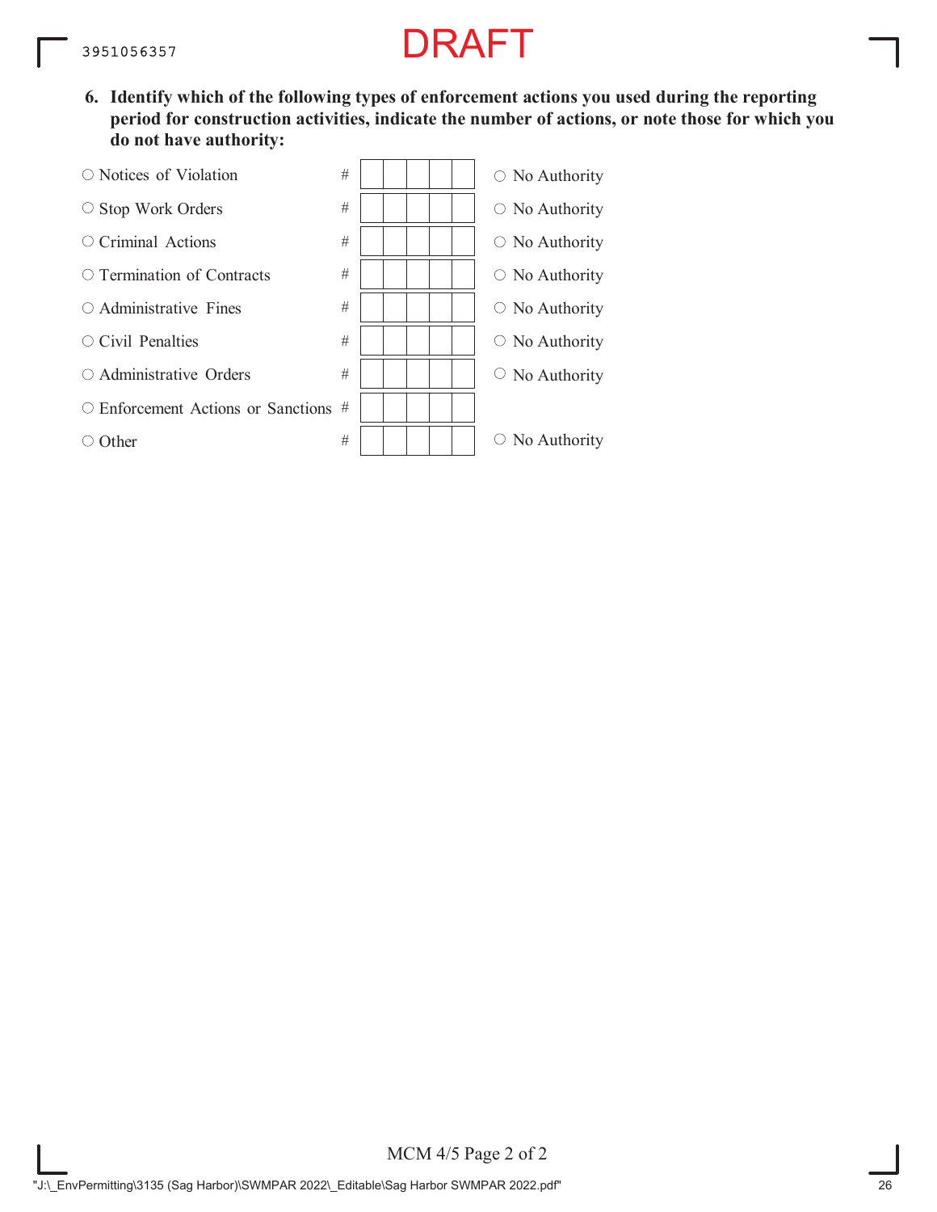DRAFT

**6. Identify which of the following types of enforcement actions you used during the reporting period for construction activities, indicate the number of actions, or note those for which you do not have authority:**

| Enforcement Action | # | No Authority |
| --- | --- | --- |
| ○ Notices of Violation | # | ○ No Authority |
| ○ Stop Work Orders | # | ○ No Authority |
| ○ Criminal Actions | # | ○ No Authority |
| ○ Termination of Contracts | # | ○ No Authority |
| ○ Administrative Fines | # | ○ No Authority |
| ○ Civil Penalties | # | ○ No Authority |
| ○ Administrative Orders | # | ○ No Authority |
| ○ Enforcement Actions or Sanctions | # | |
| ○ Other | # | ○ No Authority |

MCM 4/5 Page 2 of 2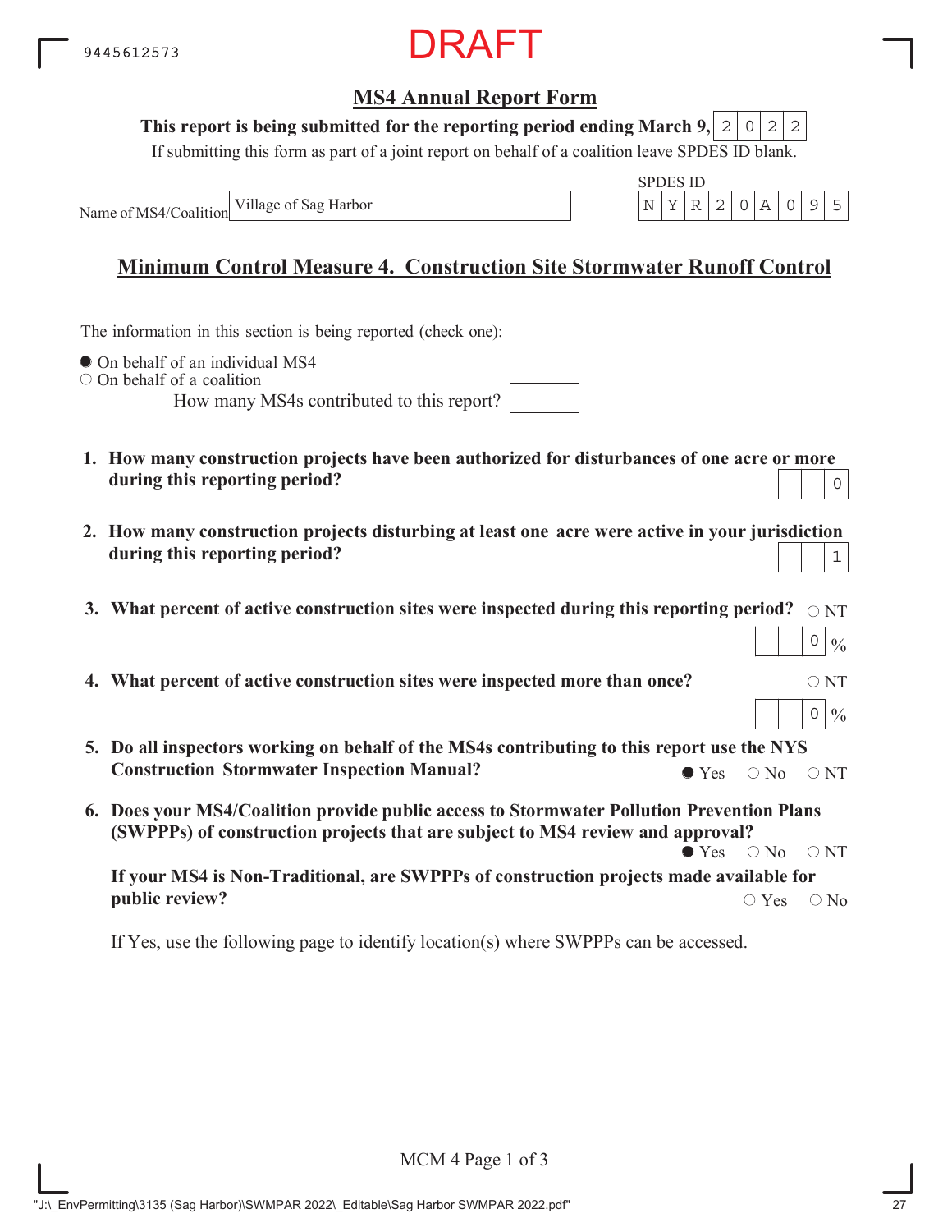9445612573

DRAFT

## MS4 Annual Report Form

**This report is being submitted for the reporting period ending March 9, 2022**

If submitting this form as part of a joint report on behalf of a coalition leave SPDES ID blank.

Name of MS4/Coalition: Village of Sag Harbor

SPDES ID: NYR20A095

## Minimum Control Measure 4. Construction Site Stormwater Runoff Control

The information in this section is being reported (check one):

- ● On behalf of an individual MS4
- ○ On behalf of a coalition

How many MS4s contributed to this report?

1. **How many construction projects have been authorized for disturbances of one acre or more during this reporting period?** 0

2. **How many construction projects disturbing at least one acre were active in your jurisdiction during this reporting period?** 1

3. **What percent of active construction sites were inspected during this reporting period?** ○ NT — 0 %

4. **What percent of active construction sites were inspected more than once?** ○ NT — 0 %

5. **Do all inspectors working on behalf of the MS4s contributing to this report use the NYS Construction Stormwater Inspection Manual?** ● Yes ○ No ○ NT

6. **Does your MS4/Coalition provide public access to Stormwater Pollution Prevention Plans (SWPPPs) of construction projects that are subject to MS4 review and approval?** ● Yes ○ No ○ NT

   **If your MS4 is Non-Traditional, are SWPPPs of construction projects made available for public review?** ○ Yes ○ No

   If Yes, use the following page to identify location(s) where SWPPPs can be accessed.

MCM 4 Page 1 of 3

"J:\_EnvPermitting\3135 (Sag Harbor)\SWMPAR 2022\_Editable\Sag Harbor SWMPAR 2022.pdf"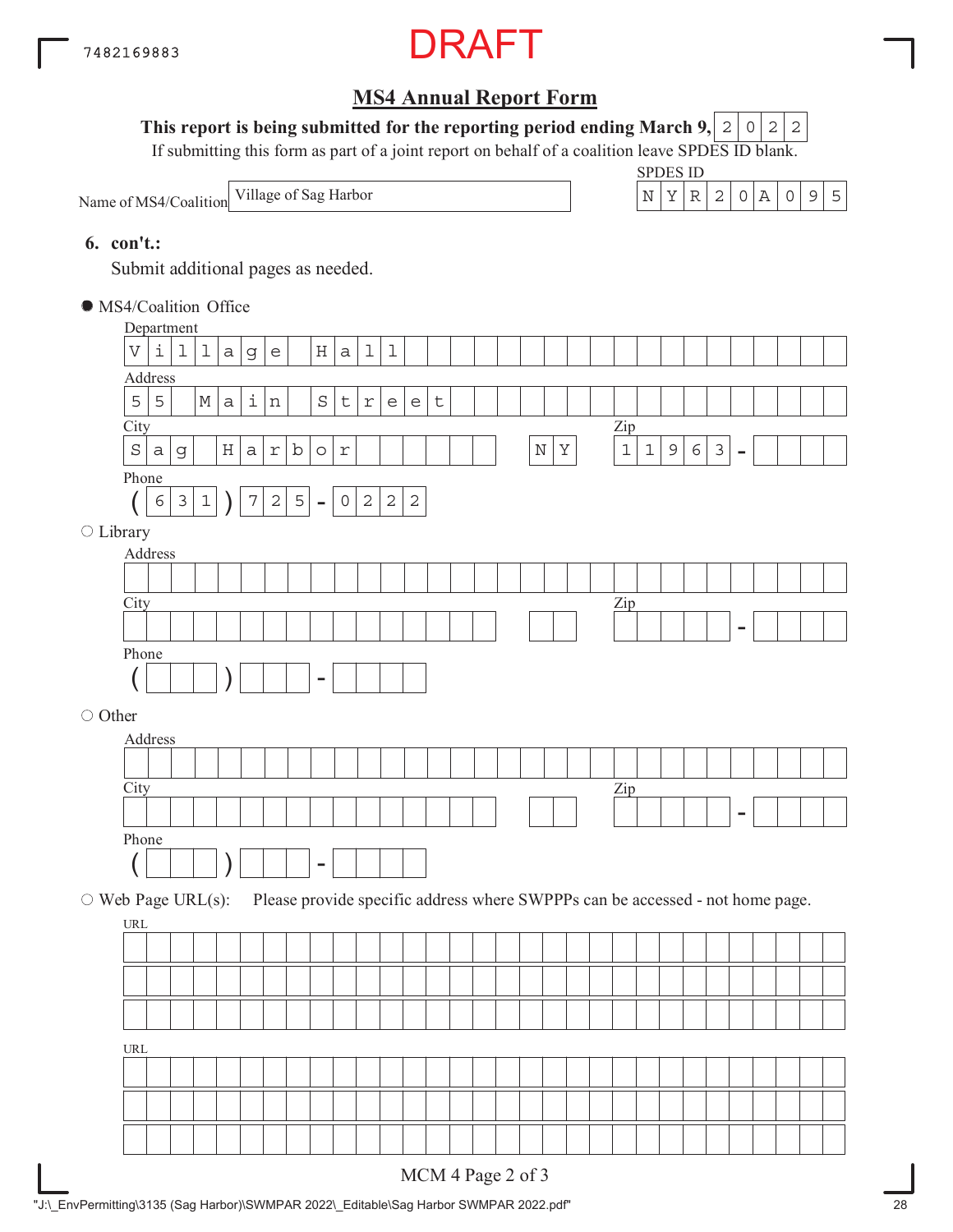7482169883

DRAFT

## MS4 Annual Report Form

**This report is being submitted for the reporting period ending March 9, 2022**

If submitting this form as part of a joint report on behalf of a coalition leave SPDES ID blank.

Name of MS4/Coalition: Village of Sag Harbor

SPDES ID: NYR20A095

### 6. con't.:

Submit additional pages as needed.

● MS4/Coalition Office

Department: Village Hall

Address: 55 Main Street

City: Sag Harbor NY Zip: 11963-

Phone: (631) 725-0222

○ Library

Address:

City: Zip: -

Phone: ( ) -

○ Other

Address:

City: Zip: -

Phone: ( ) -

○ Web Page URL(s): Please provide specific address where SWPPPs can be accessed - not home page.

URL:

URL:

MCM 4 Page 2 of 3

"J:\_EnvPermitting\3135 (Sag Harbor)\SWMPAR 2022\_Editable\Sag Harbor SWMPAR 2022.pdf"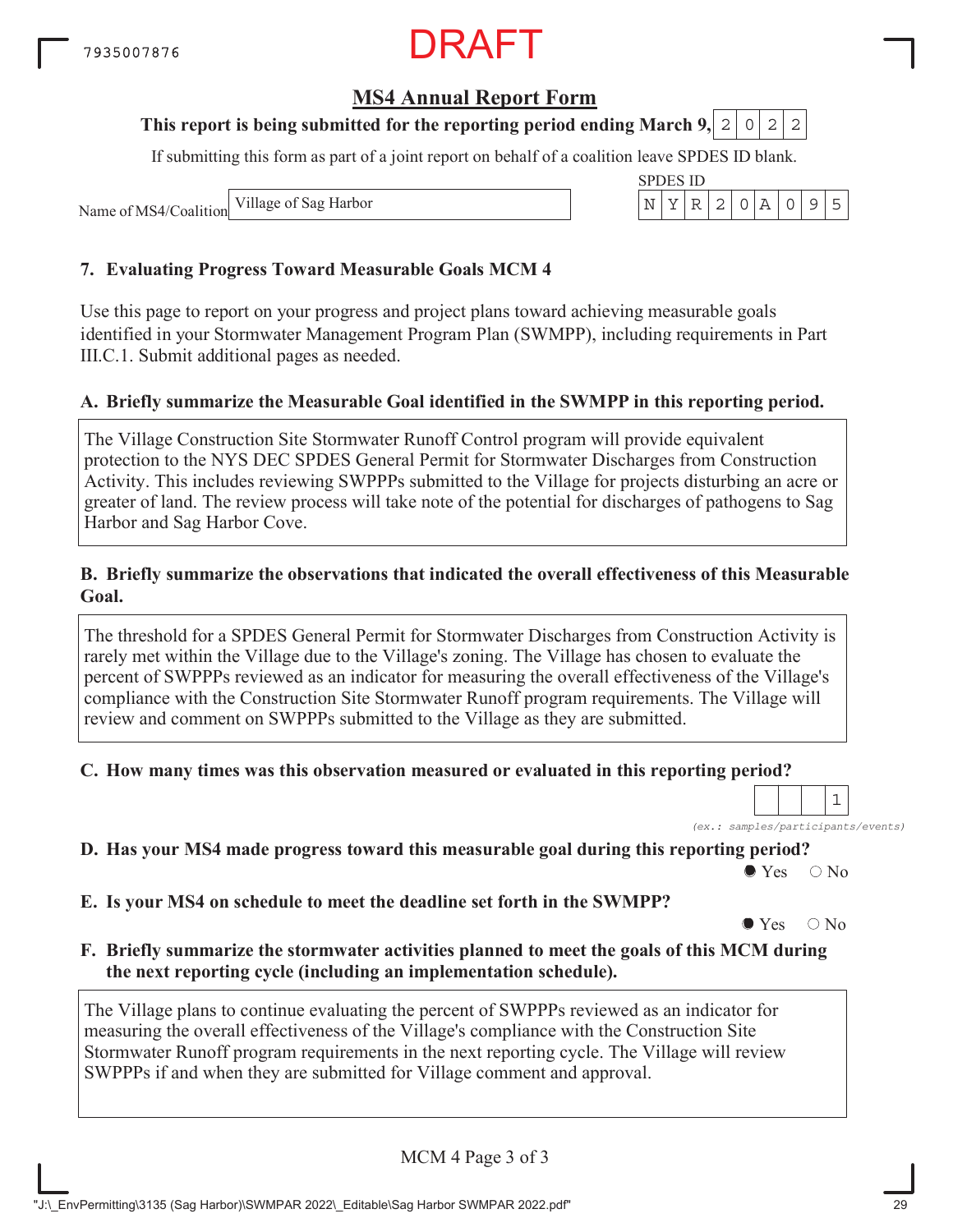7935007876

DRAFT

## MS4 Annual Report Form

**This report is being submitted for the reporting period ending March 9, 2022**

If submitting this form as part of a joint report on behalf of a coalition leave SPDES ID blank.

Name of MS4/Coalition: Village of Sag Harbor

SPDES ID: NYR20A095

### 7. Evaluating Progress Toward Measurable Goals MCM 4

Use this page to report on your progress and project plans toward achieving measurable goals identified in your Stormwater Management Program Plan (SWMPP), including requirements in Part III.C.1. Submit additional pages as needed.

**A. Briefly summarize the Measurable Goal identified in the SWMPP in this reporting period.**

The Village Construction Site Stormwater Runoff Control program will provide equivalent protection to the NYS DEC SPDES General Permit for Stormwater Discharges from Construction Activity. This includes reviewing SWPPPs submitted to the Village for projects disturbing an acre or greater of land. The review process will take note of the potential for discharges of pathogens to Sag Harbor and Sag Harbor Cove.

**B. Briefly summarize the observations that indicated the overall effectiveness of this Measurable Goal.**

The threshold for a SPDES General Permit for Stormwater Discharges from Construction Activity is rarely met within the Village due to the Village's zoning. The Village has chosen to evaluate the percent of SWPPPs reviewed as an indicator for measuring the overall effectiveness of the Village's compliance with the Construction Site Stormwater Runoff program requirements. The Village will review and comment on SWPPPs submitted to the Village as they are submitted.

**C. How many times was this observation measured or evaluated in this reporting period?**

1

*(ex.: samples/participants/events)*

**D. Has your MS4 made progress toward this measurable goal during this reporting period?**

● Yes ○ No

**E. Is your MS4 on schedule to meet the deadline set forth in the SWMPP?**

● Yes ○ No

**F. Briefly summarize the stormwater activities planned to meet the goals of this MCM during the next reporting cycle (including an implementation schedule).**

The Village plans to continue evaluating the percent of SWPPPs reviewed as an indicator for measuring the overall effectiveness of the Village's compliance with the Construction Site Stormwater Runoff program requirements in the next reporting cycle. The Village will review SWPPPs if and when they are submitted for Village comment and approval.

MCM 4 Page 3 of 3

"J:\_EnvPermitting\3135 (Sag Harbor)\SWMPAR 2022\_Editable\Sag Harbor SWMPAR 2022.pdf"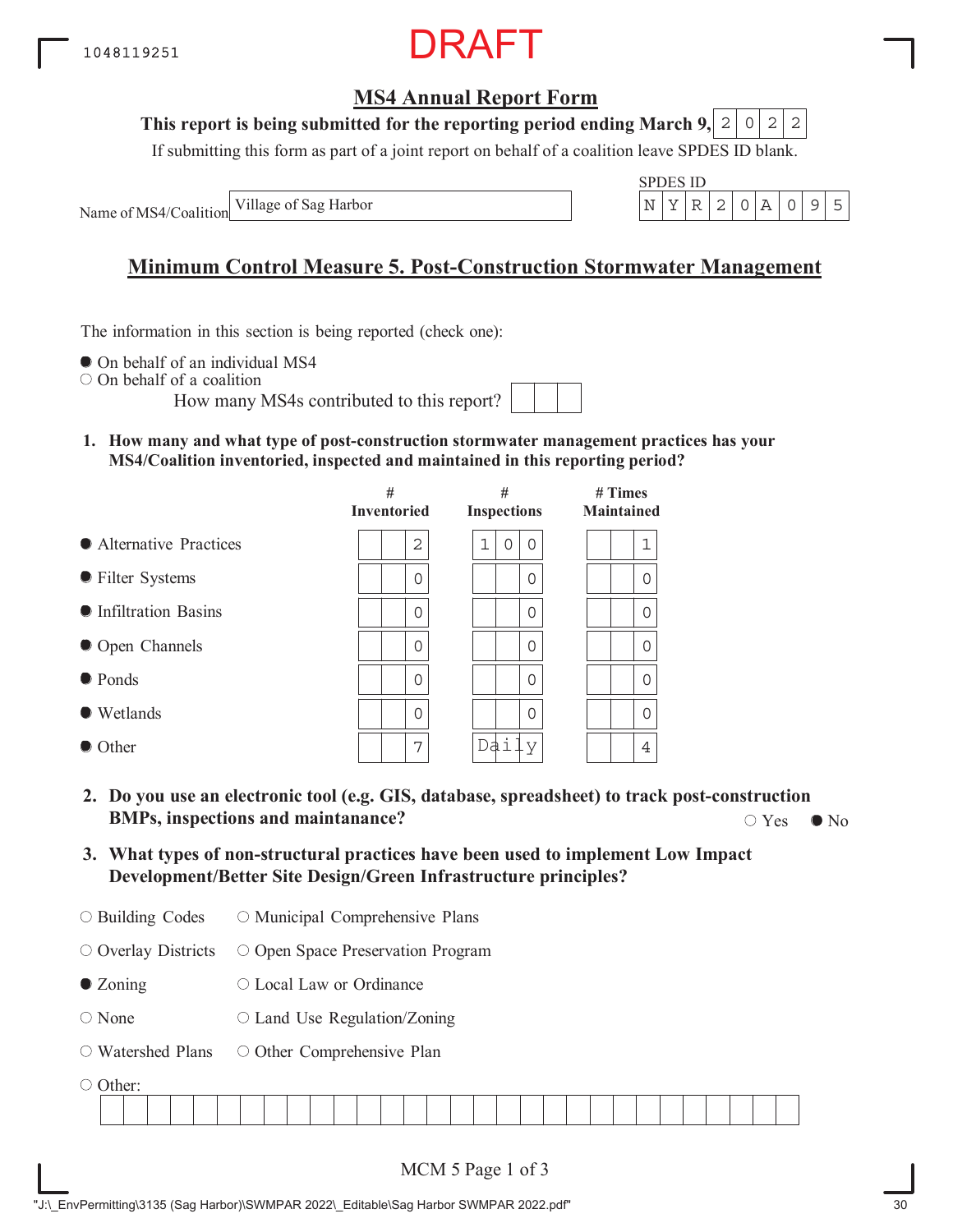1048119251

DRAFT

## MS4 Annual Report Form

**This report is being submitted for the reporting period ending March 9, 2022**

If submitting this form as part of a joint report on behalf of a coalition leave SPDES ID blank.

Name of MS4/Coalition: Village of Sag Harbor

SPDES ID: NYR20A095

## Minimum Control Measure 5. Post-Construction Stormwater Management

The information in this section is being reported (check one):

- ● On behalf of an individual MS4
- ○ On behalf of a coalition

How many MS4s contributed to this report?

**1. How many and what type of post-construction stormwater management practices has your MS4/Coalition inventoried, inspected and maintained in this reporting period?**

| | # Inventoried | # Inspections | # Times Maintained |
|---|---|---|---|
| ● Alternative Practices | 2 | 100 | 1 |
| ● Filter Systems | 0 | 0 | 0 |
| ● Infiltration Basins | 0 | 0 | 0 |
| ● Open Channels | 0 | 0 | 0 |
| ● Ponds | 0 | 0 | 0 |
| ● Wetlands | 0 | 0 | 0 |
| ● Other | 7 | Daily | 4 |

**2. Do you use an electronic tool (e.g. GIS, database, spreadsheet) to track post-construction BMPs, inspections and maintanance?** ○ Yes ● No

**3. What types of non-structural practices have been used to implement Low Impact Development/Better Site Design/Green Infrastructure principles?**

- ○ Building Codes
- ○ Municipal Comprehensive Plans
- ○ Overlay Districts
- ○ Open Space Preservation Program
- ● Zoning
- ○ Local Law or Ordinance
- ○ None
- ○ Land Use Regulation/Zoning
- ○ Watershed Plans
- ○ Other Comprehensive Plan
- ○ Other:

"J:\_EnvPermitting\3135 (Sag Harbor)\SWMPAR 2022\_Editable\Sag Harbor SWMPAR 2022.pdf"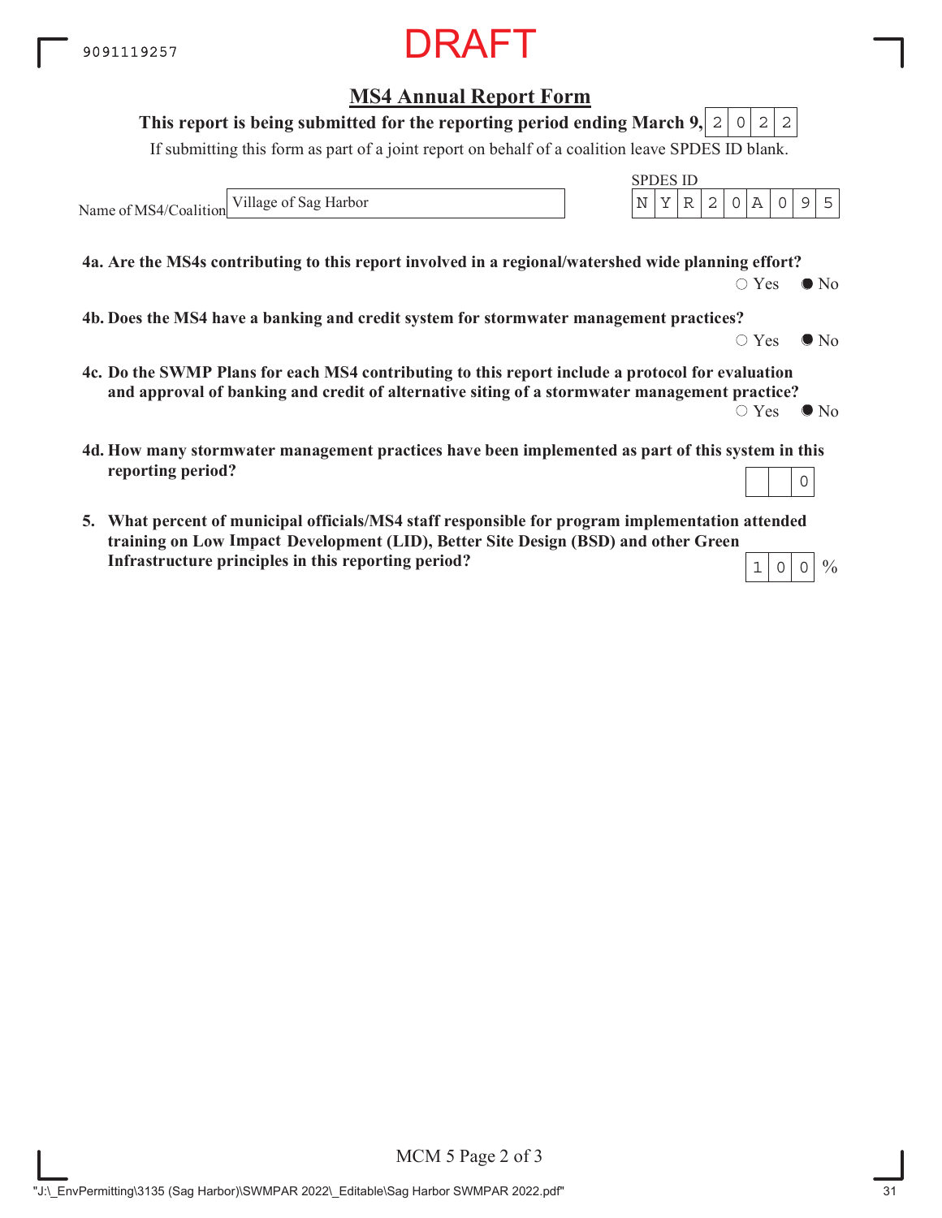DRAFT

## MS4 Annual Report Form

**This report is being submitted for the reporting period ending March 9, 2022**

If submitting this form as part of a joint report on behalf of a coalition leave SPDES ID blank.

Name of MS4/Coalition: Village of Sag Harbor

SPDES ID: NYR20A095

**4a. Are the MS4s contributing to this report involved in a regional/watershed wide planning effort?**

○ Yes ● No

**4b. Does the MS4 have a banking and credit system for stormwater management practices?**

○ Yes ● No

**4c. Do the SWMP Plans for each MS4 contributing to this report include a protocol for evaluation and approval of banking and credit of alternative siting of a stormwater management practice?**

○ Yes ● No

**4d. How many stormwater management practices have been implemented as part of this system in this reporting period?**

0

**5. What percent of municipal officials/MS4 staff responsible for program implementation attended training on Low Impact Development (LID), Better Site Design (BSD) and other Green Infrastructure principles in this reporting period?**

100 %

MCM 5 Page 2 of 3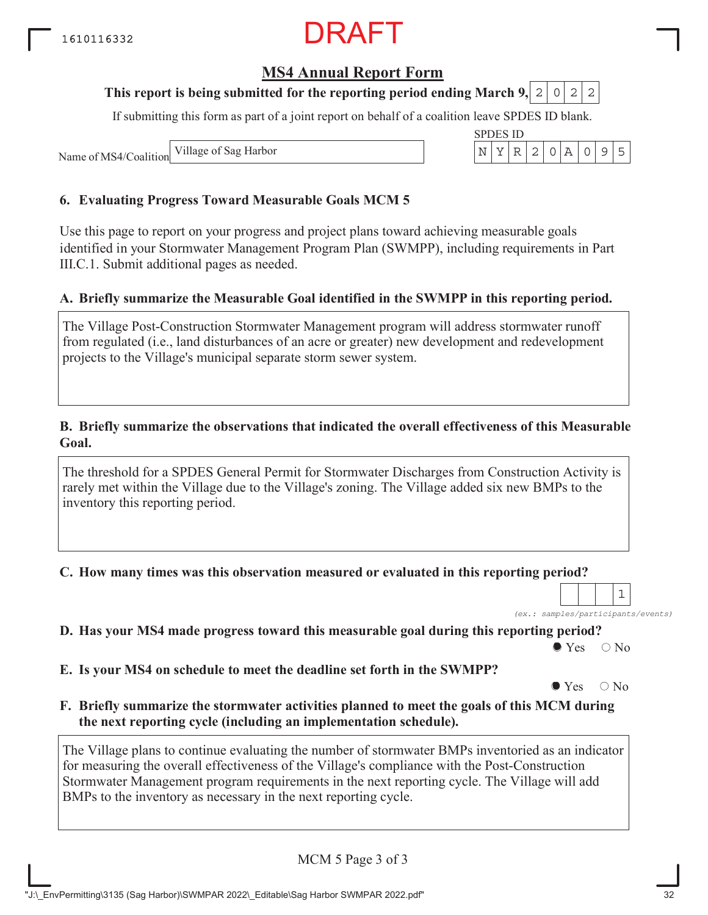1610116332

DRAFT

## MS4 Annual Report Form

**This report is being submitted for the reporting period ending March 9,** 2022

If submitting this form as part of a joint report on behalf of a coalition leave SPDES ID blank.

Name of MS4/Coalition: Village of Sag Harbor

SPDES ID: NYR20A095

### 6. Evaluating Progress Toward Measurable Goals MCM 5

Use this page to report on your progress and project plans toward achieving measurable goals identified in your Stormwater Management Program Plan (SWMPP), including requirements in Part III.C.1. Submit additional pages as needed.

**A. Briefly summarize the Measurable Goal identified in the SWMPP in this reporting period.**

The Village Post-Construction Stormwater Management program will address stormwater runoff from regulated (i.e., land disturbances of an acre or greater) new development and redevelopment projects to the Village's municipal separate storm sewer system.

**B. Briefly summarize the observations that indicated the overall effectiveness of this Measurable Goal.**

The threshold for a SPDES General Permit for Stormwater Discharges from Construction Activity is rarely met within the Village due to the Village's zoning. The Village added six new BMPs to the inventory this reporting period.

**C. How many times was this observation measured or evaluated in this reporting period?**

1

*(ex.: samples/participants/events)*

**D. Has your MS4 made progress toward this measurable goal during this reporting period?**

● Yes ○ No

**E. Is your MS4 on schedule to meet the deadline set forth in the SWMPP?**

● Yes ○ No

**F. Briefly summarize the stormwater activities planned to meet the goals of this MCM during the next reporting cycle (including an implementation schedule).**

The Village plans to continue evaluating the number of stormwater BMPs inventoried as an indicator for measuring the overall effectiveness of the Village's compliance with the Post-Construction Stormwater Management program requirements in the next reporting cycle. The Village will add BMPs to the inventory as necessary in the next reporting cycle.

MCM 5 Page 3 of 3

"J:\_EnvPermitting\3135 (Sag Harbor)\SWMPAR 2022\_Editable\Sag Harbor SWMPAR 2022.pdf"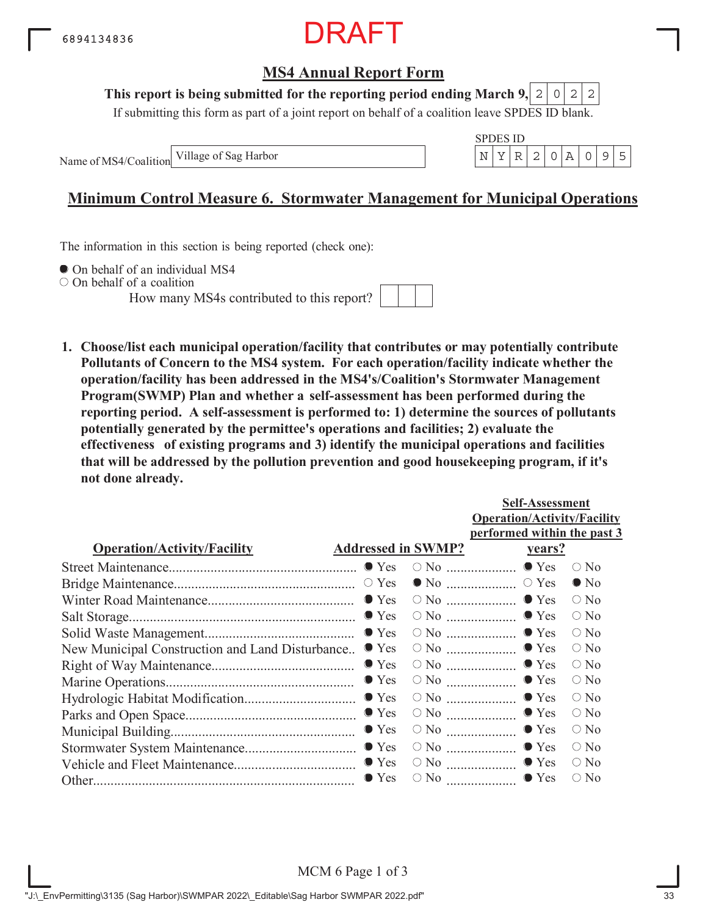6894134836

DRAFT

## MS4 Annual Report Form

**This report is being submitted for the reporting period ending March 9, 2022**

If submitting this form as part of a joint report on behalf of a coalition leave SPDES ID blank.

Name of MS4/Coalition: Village of Sag Harbor

SPDES ID: NYR20A095

## Minimum Control Measure 6. Stormwater Management for Municipal Operations

The information in this section is being reported (check one):

- ● On behalf of an individual MS4
- ○ On behalf of a coalition

How many MS4s contributed to this report? [   ]

**1. Choose/list each municipal operation/facility that contributes or may potentially contribute Pollutants of Concern to the MS4 system. For each operation/facility indicate whether the operation/facility has been addressed in the MS4's/Coalition's Stormwater Management Program(SWMP) Plan and whether a self-assessment has been performed during the reporting period. A self-assessment is performed to: 1) determine the sources of pollutants potentially generated by the permittee's operations and facilities; 2) evaluate the effectiveness of existing programs and 3) identify the municipal operations and facilities that will be addressed by the pollution prevention and good housekeeping program, if it's not done already.**

| Operation/Activity/Facility | Addressed in SWMP? | Self-Assessment Operation/Activity/Facility performed within the past 3 years? |
|---|---|---|
| Street Maintenance | Yes | Yes |
| Bridge Maintenance | No | No |
| Winter Road Maintenance | Yes | Yes |
| Salt Storage | Yes | Yes |
| Solid Waste Management | Yes | Yes |
| New Municipal Construction and Land Disturbance | Yes | Yes |
| Right of Way Maintenance | Yes | Yes |
| Marine Operations | Yes | Yes |
| Hydrologic Habitat Modification | Yes | Yes |
| Parks and Open Space | Yes | Yes |
| Municipal Building | Yes | Yes |
| Stormwater System Maintenance | Yes | Yes |
| Vehicle and Fleet Maintenance | Yes | Yes |
| Other | Yes | Yes |

MCM 6 Page 1 of 3

"J:\_EnvPermitting\3135 (Sag Harbor)\SWMPAR 2022\_Editable\Sag Harbor SWMPAR 2022.pdf"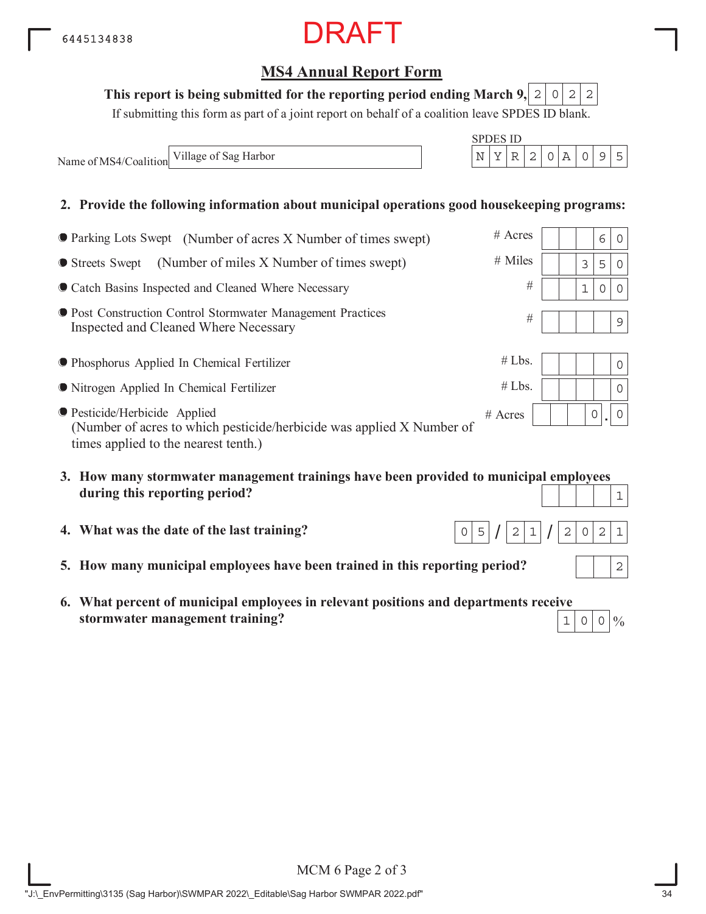6445134838

DRAFT

## MS4 Annual Report Form

**This report is being submitted for the reporting period ending March 9, 2022**

If submitting this form as part of a joint report on behalf of a coalition leave SPDES ID blank.

Name of MS4/Coalition: Village of Sag Harbor

SPDES ID: NYR20A095

**2. Provide the following information about municipal operations good housekeeping programs:**

| Item | Unit | Value |
|---|---|---|
| Parking Lots Swept (Number of acres X Number of times swept) | # Acres | 60 |
| Streets Swept (Number of miles X Number of times swept) | # Miles | 350 |
| Catch Basins Inspected and Cleaned Where Necessary | # | 100 |
| Post Construction Control Stormwater Management Practices Inspected and Cleaned Where Necessary | # | 9 |
| Phosphorus Applied In Chemical Fertilizer | # Lbs. | 0 |
| Nitrogen Applied In Chemical Fertilizer | # Lbs. | 0 |
| Pesticide/Herbicide Applied (Number of acres to which pesticide/herbicide was applied X Number of times applied to the nearest tenth.) | # Acres | 0.0 |

**3. How many stormwater management trainings have been provided to municipal employees during this reporting period?** 1

**4. What was the date of the last training?** 05/21/2021

**5. How many municipal employees have been trained in this reporting period?** 2

**6. What percent of municipal employees in relevant positions and departments receive stormwater management training?** 100%

MCM 6 Page 2 of 3

"J:\_EnvPermitting\3135 (Sag Harbor)\SWMPAR 2022\_Editable\Sag Harbor SWMPAR 2022.pdf"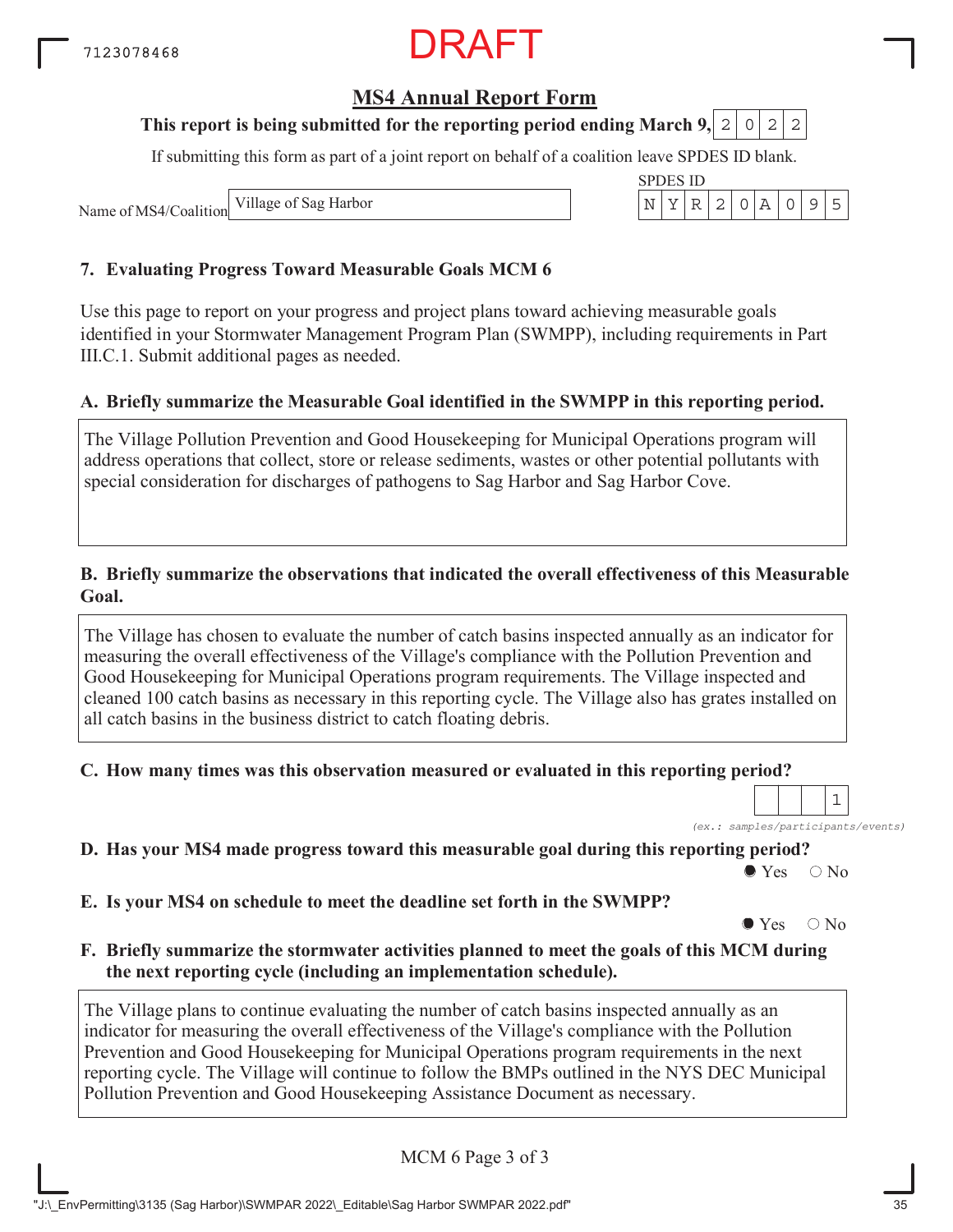DRAFT

## MS4 Annual Report Form

**This report is being submitted for the reporting period ending March 9,** 2022

If submitting this form as part of a joint report on behalf of a coalition leave SPDES ID blank.

Name of MS4/Coalition: Village of Sag Harbor

SPDES ID: NYR20A095

### 7. Evaluating Progress Toward Measurable Goals MCM 6

Use this page to report on your progress and project plans toward achieving measurable goals identified in your Stormwater Management Program Plan (SWMPP), including requirements in Part III.C.1. Submit additional pages as needed.

**A. Briefly summarize the Measurable Goal identified in the SWMPP in this reporting period.**

The Village Pollution Prevention and Good Housekeeping for Municipal Operations program will address operations that collect, store or release sediments, wastes or other potential pollutants with special consideration for discharges of pathogens to Sag Harbor and Sag Harbor Cove.

**B. Briefly summarize the observations that indicated the overall effectiveness of this Measurable Goal.**

The Village has chosen to evaluate the number of catch basins inspected annually as an indicator for measuring the overall effectiveness of the Village's compliance with the Pollution Prevention and Good Housekeeping for Municipal Operations program requirements. The Village inspected and cleaned 100 catch basins as necessary in this reporting cycle. The Village also has grates installed on all catch basins in the business district to catch floating debris.

**C. How many times was this observation measured or evaluated in this reporting period?**

1

*(ex.: samples/participants/events)*

**D. Has your MS4 made progress toward this measurable goal during this reporting period?**

● Yes ○ No

**E. Is your MS4 on schedule to meet the deadline set forth in the SWMPP?**

● Yes ○ No

**F. Briefly summarize the stormwater activities planned to meet the goals of this MCM during the next reporting cycle (including an implementation schedule).**

The Village plans to continue evaluating the number of catch basins inspected annually as an indicator for measuring the overall effectiveness of the Village's compliance with the Pollution Prevention and Good Housekeeping for Municipal Operations program requirements in the next reporting cycle. The Village will continue to follow the BMPs outlined in the NYS DEC Municipal Pollution Prevention and Good Housekeeping Assistance Document as necessary.